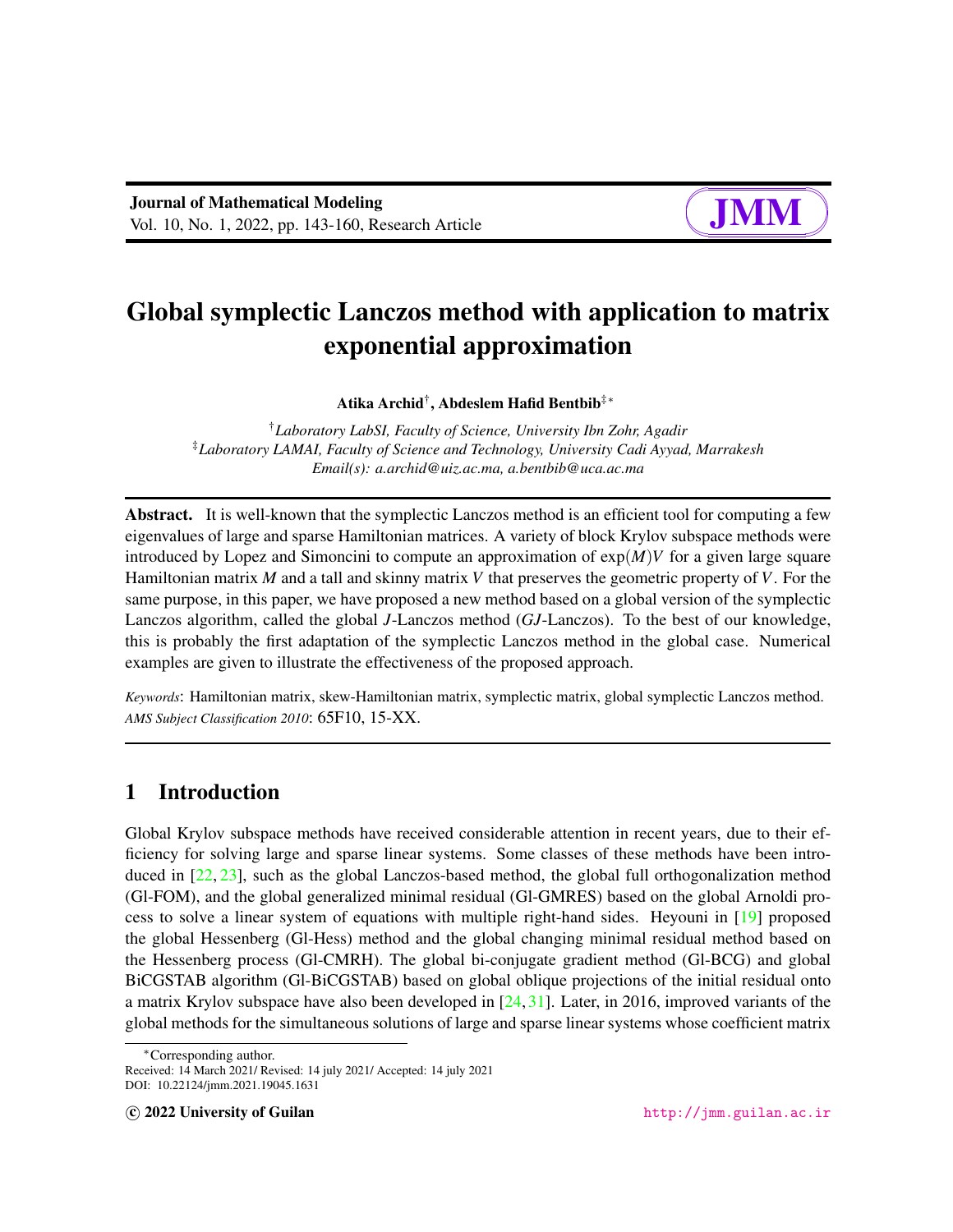Journal of Mathematical Modeling
Vol. 10, No. 1, 2022, pp. 143-160, Research Article

# Global symplectic Lanczos method with application to matrix exponential approximation

**Atika Archid**[†], **Abdeslem Hafid Bentbib**[‡*]

[†]*Laboratory LabSI, Faculty of Science, University Ibn Zohr, Agadir*
[‡]*Laboratory LAMAI, Faculty of Science and Technology, University Cadi Ayyad, Marrakesh*
*Email(s): a.archid@uiz.ac.ma, a.bentbib@uca.ac.ma*

**Abstract.** It is well-known that the symplectic Lanczos method is an efficient tool for computing a few eigenvalues of large and sparse Hamiltonian matrices. A variety of block Krylov subspace methods were introduced by Lopez and Simoncini to compute an approximation of $\exp(M)V$ for a given large square Hamiltonian matrix $M$ and a tall and skinny matrix $V$ that preserves the geometric property of $V$. For the same purpose, in this paper, we have proposed a new method based on a global version of the symplectic Lanczos algorithm, called the global $J$-Lanczos method ($GJ$-Lanczos). To the best of our knowledge, this is probably the first adaptation of the symplectic Lanczos method in the global case. Numerical examples are given to illustrate the effectiveness of the proposed approach.

*Keywords*: Hamiltonian matrix, skew-Hamiltonian matrix, symplectic matrix, global symplectic Lanczos method.
*AMS Subject Classification 2010*: 65F10, 15-XX.

## 1 Introduction

Global Krylov subspace methods have received considerable attention in recent years, due to their efficiency for solving large and sparse linear systems. Some classes of these methods have been introduced in [22, 23], such as the global Lanczos-based method, the global full orthogonalization method (Gl-FOM), and the global generalized minimal residual (Gl-GMRES) based on the global Arnoldi process to solve a linear system of equations with multiple right-hand sides. Heyouni in [19] proposed the global Hessenberg (Gl-Hess) method and the global changing minimal residual method based on the Hessenberg process (Gl-CMRH). The global bi-conjugate gradient method (Gl-BCG) and global BiCGSTAB algorithm (Gl-BiCGSTAB) based on global oblique projections of the initial residual onto a matrix Krylov subspace have also been developed in [24, 31]. Later, in 2016, improved variants of the global methods for the simultaneous solutions of large and sparse linear systems whose coefficient matrix

*Corresponding author.
Received: 14 March 2021/ Revised: 14 july 2021/ Accepted: 14 july 2021
DOI: 10.22124/jmm.2021.19045.1631

© 2022 University of Guilan http://jmm.guilan.ac.ir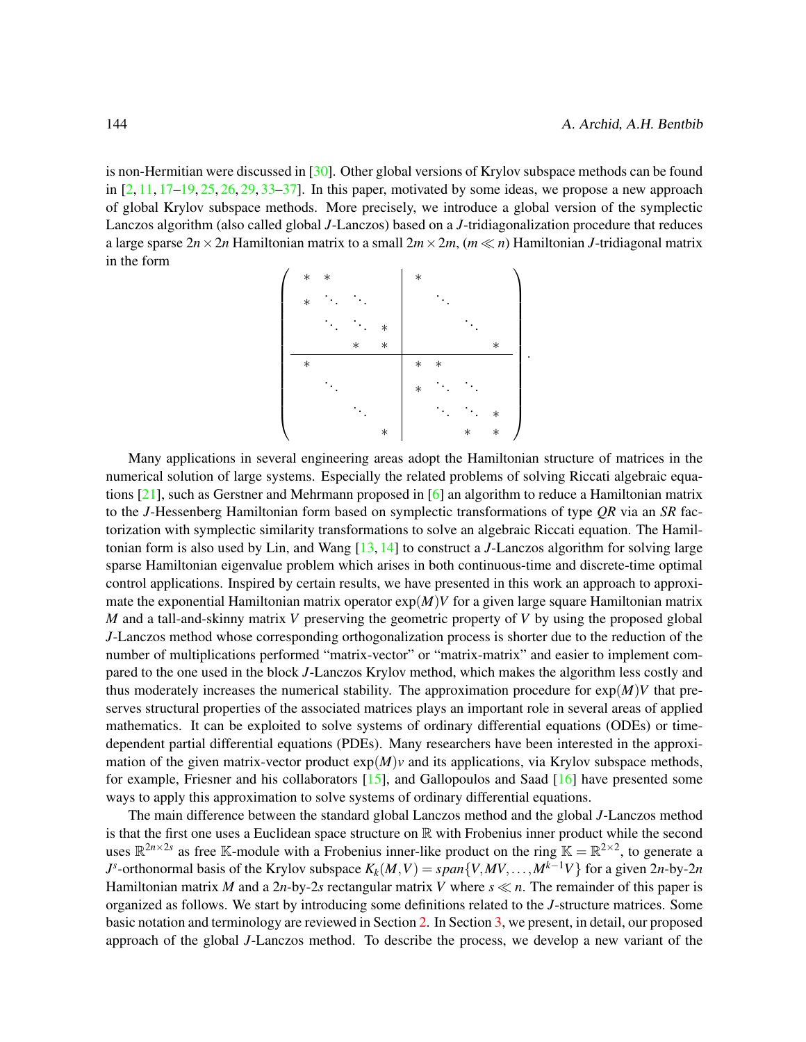is non-Hermitian were discussed in [30]. Other global versions of Krylov subspace methods can be found in [2, 11, 17–19, 25, 26, 29, 33–37]. In this paper, motivated by some ideas, we propose a new approach of global Krylov subspace methods. More precisely, we introduce a global version of the symplectic Lanczos algorithm (also called global $J$-Lanczos) based on a $J$-tridiagonalization procedure that reduces a large sparse $2n \times 2n$ Hamiltonian matrix to a small $2m \times 2m$, $(m \ll n)$ Hamiltonian $J$-tridiagonal matrix in the form

$$
\left(\begin{array}{cccc|cccc}
* & * & & & * & & & \\
* & \ddots & \ddots & & & \ddots & & \\
& \ddots & \ddots & * & & & \ddots & \\
& & * & * & & & & * \\
\hline
* & & & & * & * & & \\
& \ddots & & & * & \ddots & \ddots & \\
& & \ddots & & & \ddots & \ddots & * \\
& & & * & & & * & *
\end{array}\right).
$$

Many applications in several engineering areas adopt the Hamiltonian structure of matrices in the numerical solution of large systems. Especially the related problems of solving Riccati algebraic equations [21], such as Gerstner and Mehrmann proposed in [6] an algorithm to reduce a Hamiltonian matrix to the $J$-Hessenberg Hamiltonian form based on symplectic transformations of type $QR$ via an $SR$ factorization with symplectic similarity transformations to solve an algebraic Riccati equation. The Hamiltonian form is also used by Lin, and Wang [13, 14] to construct a $J$-Lanczos algorithm for solving large sparse Hamiltonian eigenvalue problem which arises in both continuous-time and discrete-time optimal control applications. Inspired by certain results, we have presented in this work an approach to approximate the exponential Hamiltonian matrix operator $\exp(M)V$ for a given large square Hamiltonian matrix $M$ and a tall-and-skinny matrix $V$ preserving the geometric property of $V$ by using the proposed global $J$-Lanczos method whose corresponding orthogonalization process is shorter due to the reduction of the number of multiplications performed "matrix-vector" or "matrix-matrix" and easier to implement compared to the one used in the block $J$-Lanczos Krylov method, which makes the algorithm less costly and thus moderately increases the numerical stability. The approximation procedure for $\exp(M)V$ that preserves structural properties of the associated matrices plays an important role in several areas of applied mathematics. It can be exploited to solve systems of ordinary differential equations (ODEs) or time-dependent partial differential equations (PDEs). Many researchers have been interested in the approximation of the given matrix-vector product $\exp(M)v$ and its applications, via Krylov subspace methods, for example, Friesner and his collaborators [15], and Gallopoulos and Saad [16] have presented some ways to apply this approximation to solve systems of ordinary differential equations.

The main difference between the standard global Lanczos method and the global $J$-Lanczos method is that the first one uses a Euclidean space structure on $\mathbb{R}$ with Frobenius inner product while the second uses $\mathbb{R}^{2n\times 2s}$ as free $\mathbb{K}$-module with a Frobenius inner-like product on the ring $\mathbb{K} = \mathbb{R}^{2\times 2}$, to generate a $J^s$-orthonormal basis of the Krylov subspace $K_k(M,V) = span\{V, MV, \ldots, M^{k-1}V\}$ for a given $2n$-by-$2n$ Hamiltonian matrix $M$ and a $2n$-by-$2s$ rectangular matrix $V$ where $s \ll n$. The remainder of this paper is organized as follows. We start by introducing some definitions related to the $J$-structure matrices. Some basic notation and terminology are reviewed in Section 2. In Section 3, we present, in detail, our proposed approach of the global $J$-Lanczos method. To describe the process, we develop a new variant of the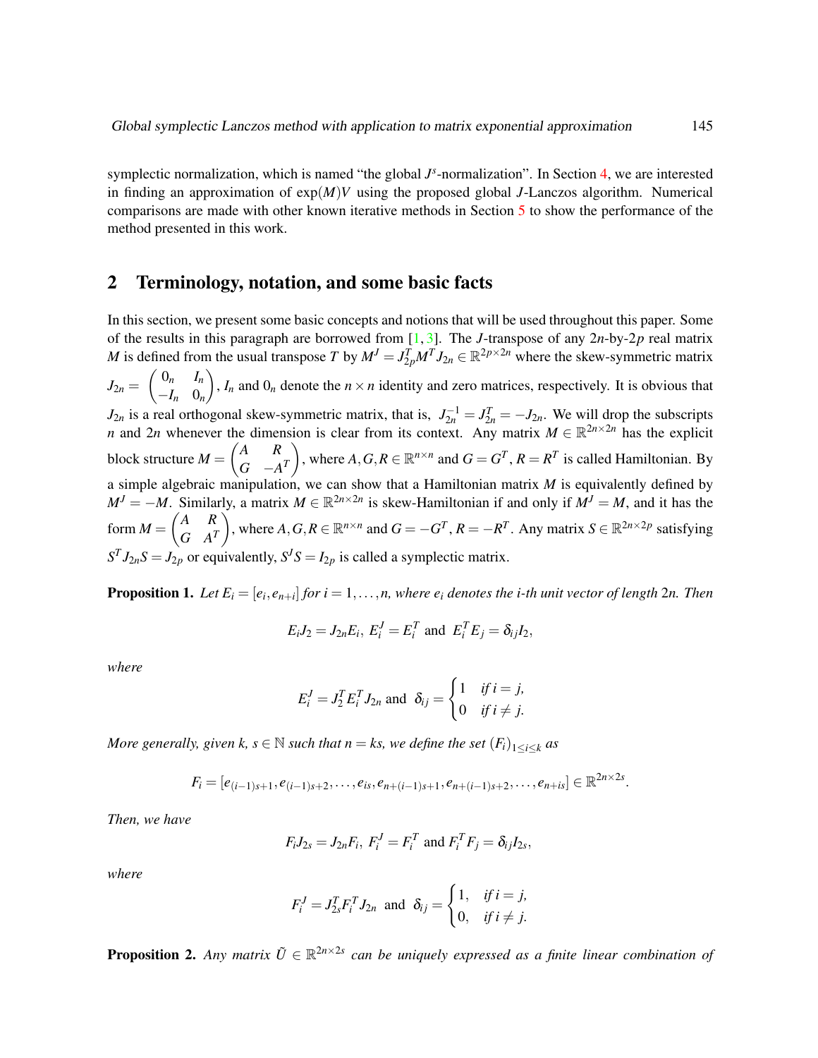symplectic normalization, which is named "the global $J^s$-normalization". In Section 4, we are interested in finding an approximation of $\exp(M)V$ using the proposed global $J$-Lanczos algorithm. Numerical comparisons are made with other known iterative methods in Section 5 to show the performance of the method presented in this work.

## 2 Terminology, notation, and some basic facts

In this section, we present some basic concepts and notions that will be used throughout this paper. Some of the results in this paragraph are borrowed from [1, 3]. The $J$-transpose of any $2n$-by-$2p$ real matrix $M$ is defined from the usual transpose $T$ by $M^J = J_{2p}^T M^T J_{2n} \in \mathbb{R}^{2p\times 2n}$ where the skew-symmetric matrix $J_{2n} = \begin{pmatrix} 0_n & I_n \\ -I_n & 0_n \end{pmatrix}$, $I_n$ and $0_n$ denote the $n\times n$ identity and zero matrices, respectively. It is obvious that $J_{2n}$ is a real orthogonal skew-symmetric matrix, that is, $J_{2n}^{-1} = J_{2n}^T = -J_{2n}$. We will drop the subscripts $n$ and $2n$ whenever the dimension is clear from its context. Any matrix $M \in \mathbb{R}^{2n\times 2n}$ has the explicit block structure $M = \begin{pmatrix} A & R \\ G & -A^T \end{pmatrix}$, where $A, G, R \in \mathbb{R}^{n\times n}$ and $G = G^T$, $R = R^T$ is called Hamiltonian. By a simple algebraic manipulation, we can show that a Hamiltonian matrix $M$ is equivalently defined by $M^J = -M$. Similarly, a matrix $M \in \mathbb{R}^{2n\times 2n}$ is skew-Hamiltonian if and only if $M^J = M$, and it has the form $M = \begin{pmatrix} A & R \\ G & A^T \end{pmatrix}$, where $A, G, R \in \mathbb{R}^{n\times n}$ and $G = -G^T$, $R = -R^T$. Any matrix $S \in \mathbb{R}^{2n\times 2p}$ satisfying $S^T J_{2n} S = J_{2p}$ or equivalently, $S^J S = I_{2p}$ is called a symplectic matrix.

**Proposition 1.** *Let $E_i = [e_i, e_{n+i}]$ for $i = 1, \ldots, n$, where $e_i$ denotes the $i$-th unit vector of length $2n$. Then*

$$E_i J_2 = J_{2n} E_i,\ E_i^J = E_i^T \text{ and } E_i^T E_j = \delta_{ij} I_2,$$

*where*

$$E_i^J = J_2^T E_i^T J_{2n} \text{ and } \delta_{ij} = \begin{cases} 1 & \text{if } i = j, \\ 0 & \text{if } i \neq j. \end{cases}$$

*More generally, given $k$, $s \in \mathbb{N}$ such that $n = ks$, we define the set $(F_i)_{1\leq i\leq k}$ as*

$$F_i = [e_{(i-1)s+1}, e_{(i-1)s+2}, \ldots, e_{is}, e_{n+(i-1)s+1}, e_{n+(i-1)s+2}, \ldots, e_{n+is}] \in \mathbb{R}^{2n\times 2s}.$$

*Then, we have*

$$F_i J_{2s} = J_{2n} F_i,\ F_i^J = F_i^T \text{ and } F_i^T F_j = \delta_{ij} I_{2s},$$

*where*

$$F_i^J = J_{2s}^T F_i^T J_{2n} \text{ and } \delta_{ij} = \begin{cases} 1, & \text{if } i = j, \\ 0, & \text{if } i \neq j. \end{cases}$$

**Proposition 2.** *Any matrix $\tilde{U} \in \mathbb{R}^{2n\times 2s}$ can be uniquely expressed as a finite linear combination of*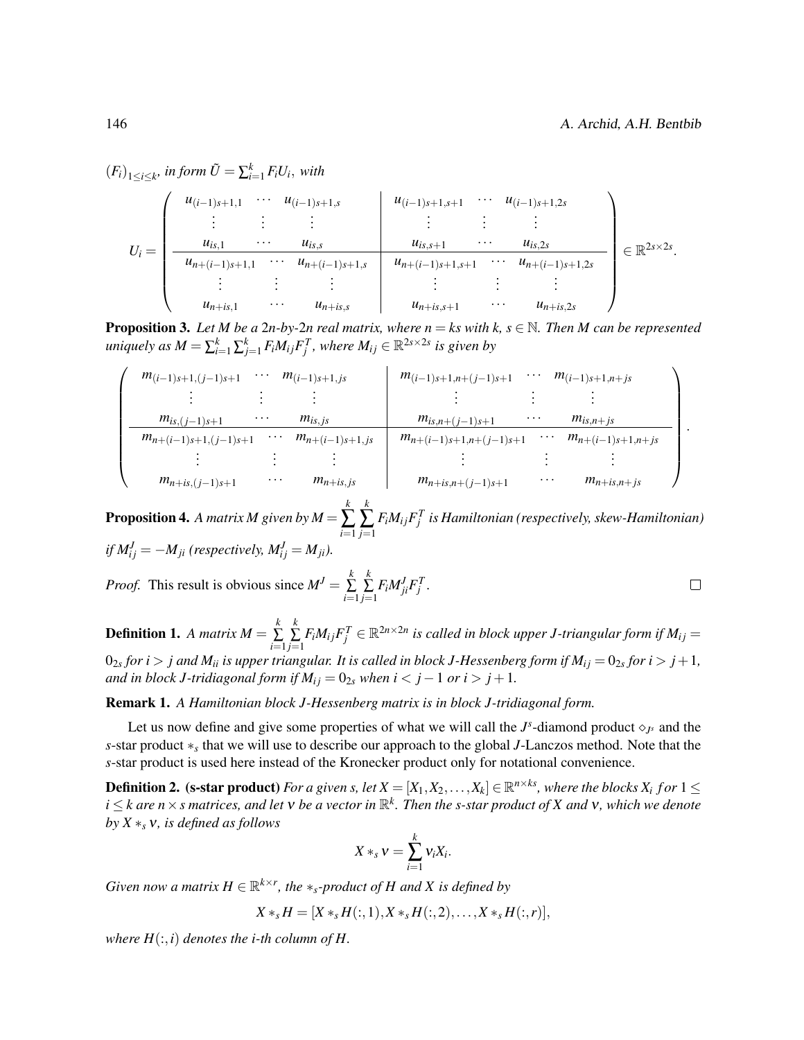$(F_i)_{1\leq i\leq k}$, *in form* $\tilde{U} = \sum_{i=1}^{k} F_i U_i$, *with*

$$
U_i = \left(\begin{array}{ccc|ccc}
u_{(i-1)s+1,1} & \cdots & u_{(i-1)s+1,s} & u_{(i-1)s+1,s+1} & \cdots & u_{(i-1)s+1,2s} \\
\vdots & \vdots & \vdots & \vdots & \vdots & \vdots \\
u_{is,1} & \cdots & u_{is,s} & u_{is,s+1} & \cdots & u_{is,2s} \\
\hline
u_{n+(i-1)s+1,1} & \cdots & u_{n+(i-1)s+1,s} & u_{n+(i-1)s+1,s+1} & \cdots & u_{n+(i-1)s+1,2s} \\
\vdots & \vdots & \vdots & \vdots & \vdots & \vdots \\
u_{n+is,1} & \cdots & u_{n+is,s} & u_{n+is,s+1} & \cdots & u_{n+is,2s}
\end{array}\right) \in \mathbb{R}^{2s\times 2s}.
$$

**Proposition 3.** *Let $M$ be a 2n-by-2n real matrix, where $n = ks$ with $k, s \in \mathbb{N}$. Then $M$ can be represented uniquely as $M = \sum_{i=1}^{k}\sum_{j=1}^{k} F_i M_{ij} F_j^T$, where $M_{ij} \in \mathbb{R}^{2s\times 2s}$ is given by*

$$
\left(\begin{array}{ccc|ccc}
m_{(i-1)s+1,(j-1)s+1} & \cdots & m_{(i-1)s+1,js} & m_{(i-1)s+1,n+(j-1)s+1} & \cdots & m_{(i-1)s+1,n+js} \\
\vdots & \vdots & \vdots & \vdots & \vdots & \vdots \\
m_{is,(j-1)s+1} & \cdots & m_{is,js} & m_{is,n+(j-1)s+1} & \cdots & m_{is,n+js} \\
\hline
m_{n+(i-1)s+1,(j-1)s+1} & \cdots & m_{n+(i-1)s+1,js} & m_{n+(i-1)s+1,n+(j-1)s+1} & \cdots & m_{n+(i-1)s+1,n+js} \\
\vdots & \vdots & \vdots & \vdots & \vdots & \vdots \\
m_{n+is,(j-1)s+1} & \cdots & m_{n+is,js} & m_{n+is,n+(j-1)s+1} & \cdots & m_{n+is,n+js}
\end{array}\right).
$$

**Proposition 4.** *A matrix $M$ given by $M = \sum_{i=1}^{k}\sum_{j=1}^{k} F_i M_{ij} F_j^T$ is Hamiltonian (respectively, skew-Hamiltonian) if $M_{ij}^J = -M_{ji}$ (respectively, $M_{ij}^J = M_{ji}$).*

*Proof.* This result is obvious since $M^J = \sum_{i=1}^{k}\sum_{j=1}^{k} F_i M_{ji}^J F_j^T$. □

**Definition 1.** *A matrix $M = \sum_{i=1}^{k}\sum_{j=1}^{k} F_i M_{ij} F_j^T \in \mathbb{R}^{2n\times 2n}$ is called in block upper J-triangular form if $M_{ij} = 0_{2s}$ for $i > j$ and $M_{ii}$ is upper triangular. It is called in block J-Hessenberg form if $M_{ij} = 0_{2s}$ for $i > j+1$, and in block J-tridiagonal form if $M_{ij} = 0_{2s}$ when $i < j-1$ or $i > j+1$.*

**Remark 1.** *A Hamiltonian block J-Hessenberg matrix is in block J-tridiagonal form.*

Let us now define and give some properties of what we will call the $J^s$-diamond product $\diamond_{J^s}$ and the $s$-star product $*_s$ that we will use to describe our approach to the global $J$-Lanczos method. Note that the $s$-star product is used here instead of the Kronecker product only for notational convenience.

**Definition 2. (s-star product)** *For a given $s$, let $X = [X_1, X_2, \ldots, X_k] \in \mathbb{R}^{n\times ks}$, where the blocks $X_i$ for $1 \leq i \leq k$ are $n\times s$ matrices, and let $\nu$ be a vector in $\mathbb{R}^k$. Then the s-star product of $X$ and $\nu$, which we denote by $X *_s \nu$, is defined as follows*

$$X *_s \nu = \sum_{i=1}^{k} \nu_i X_i.$$

*Given now a matrix $H \in \mathbb{R}^{k\times r}$, the $*_s$-product of $H$ and $X$ is defined by*

$$X *_s H = [X *_s H(:,1), X *_s H(:,2), \ldots, X *_s H(:,r)],$$

*where $H(:,i)$ denotes the i-th column of $H$.*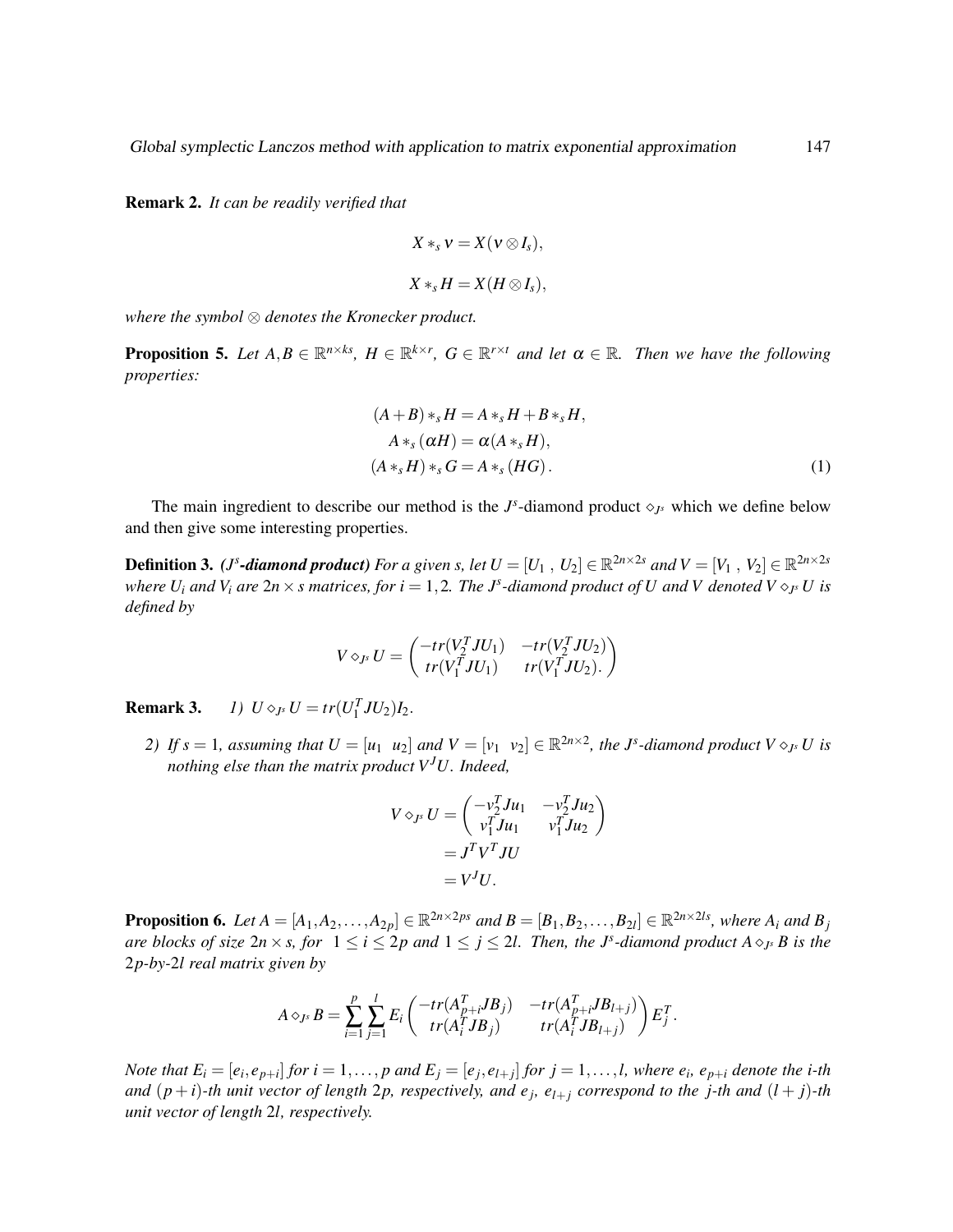**Remark 2.** *It can be readily verified that*

$$X *_s \nu = X(\nu \otimes I_s),$$

$$X *_s H = X(H \otimes I_s),$$

*where the symbol* $\otimes$ *denotes the Kronecker product.*

**Proposition 5.** *Let* $A, B \in \mathbb{R}^{n \times ks}$*,* $H \in \mathbb{R}^{k \times r}$*,* $G \in \mathbb{R}^{r \times t}$ *and let* $\alpha \in \mathbb{R}$*. Then we have the following properties:*

$$\begin{aligned}
(A+B) *_s H &= A *_s H + B *_s H, \\
A *_s (\alpha H) &= \alpha (A *_s H), \\
(A *_s H) *_s G &= A *_s (HG). 
\end{aligned} \tag{1}$$

The main ingredient to describe our method is the $J^s$-diamond product $\diamond_{J^s}$ which we define below and then give some interesting properties.

**Definition 3.** ***($J^s$-diamond product)*** *For a given s, let* $U = [U_1 \ , \ U_2] \in \mathbb{R}^{2n \times 2s}$ *and* $V = [V_1 \ , \ V_2] \in \mathbb{R}^{2n \times 2s}$ *where* $U_i$ *and* $V_i$ *are* $2n \times s$ *matrices, for* $i = 1, 2$*. The* $J^s$*-diamond product of U and V denoted* $V \diamond_{J^s} U$ *is defined by*

$$V \diamond_{J^s} U = \begin{pmatrix} -tr(V_2^T J U_1) & -tr(V_2^T J U_2) \\ tr(V_1^T J U_1) & tr(V_1^T J U_2). \end{pmatrix}$$

**Remark 3.**

1) $U \diamond_{J^s} U = tr(U_1^T J U_2) I_2$.

2) *If* $s = 1$*, assuming that* $U = [u_1 \ \ u_2]$ *and* $V = [v_1 \ \ v_2] \in \mathbb{R}^{2n \times 2}$*, the* $J^s$*-diamond product* $V \diamond_{J^s} U$ *is nothing else than the matrix product* $V^J U$*. Indeed,*

$$\begin{aligned}
V \diamond_{J^s} U &= \begin{pmatrix} -v_2^T J u_1 & -v_2^T J u_2 \\ v_1^T J u_1 & v_1^T J u_2 \end{pmatrix} \\
&= J^T V^T J U \\
&= V^J U.
\end{aligned}$$

**Proposition 6.** *Let* $A = [A_1, A_2, \ldots, A_{2p}] \in \mathbb{R}^{2n \times 2ps}$ *and* $B = [B_1, B_2, \ldots, B_{2l}] \in \mathbb{R}^{2n \times 2ls}$*, where* $A_i$ *and* $B_j$ *are blocks of size* $2n \times s$*, for* $1 \leq i \leq 2p$ *and* $1 \leq j \leq 2l$*. Then, the* $J^s$*-diamond product* $A \diamond_{J^s} B$ *is the* $2p$*-by-*$2l$ *real matrix given by*

$$A \diamond_{J^s} B = \sum_{i=1}^{p} \sum_{j=1}^{l} E_i \begin{pmatrix} -tr(A_{p+i}^T J B_j) & -tr(A_{p+i}^T J B_{l+j}) \\ tr(A_i^T J B_j) & tr(A_i^T J B_{l+j}) \end{pmatrix} E_j^T.$$

*Note that* $E_i = [e_i, e_{p+i}]$ *for* $i = 1, \ldots, p$ *and* $E_j = [e_j, e_{l+j}]$ *for* $j = 1, \ldots, l$*, where* $e_i$*,* $e_{p+i}$ *denote the i-th and* $(p+i)$*-th unit vector of length* $2p$*, respectively, and* $e_j$*,* $e_{l+j}$ *correspond to the j-th and* $(l+j)$*-th unit vector of length* $2l$*, respectively.*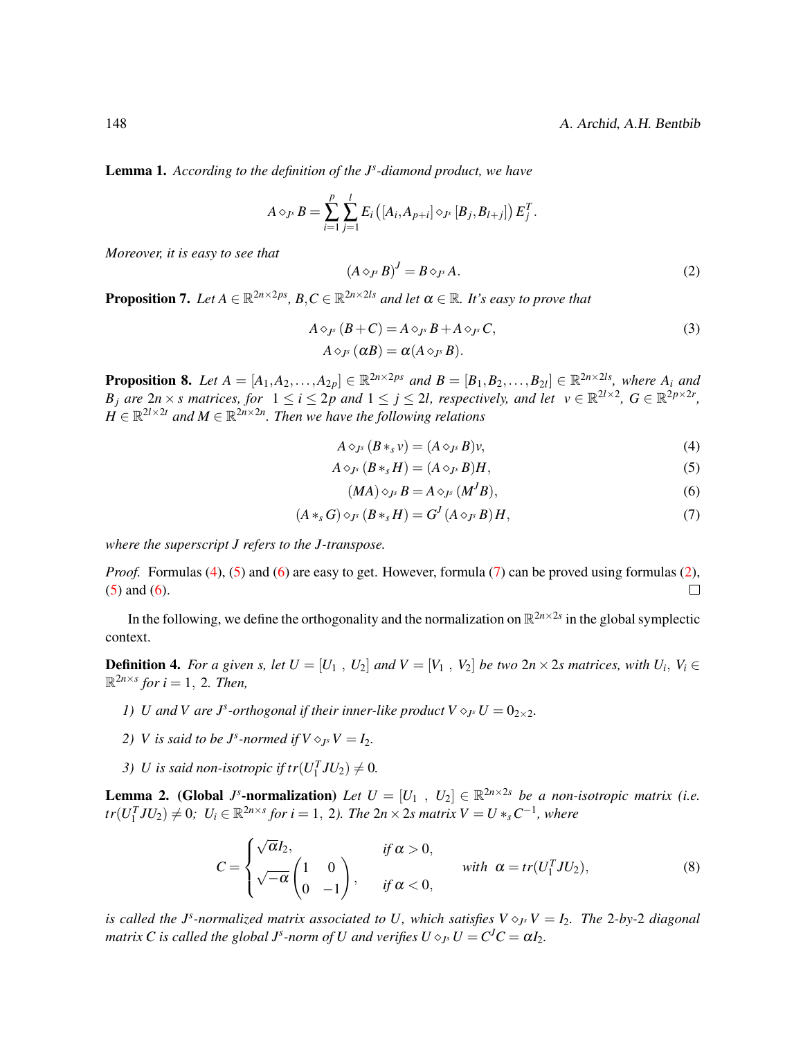**Lemma 1.** *According to the definition of the $J^s$-diamond product, we have*

$$A \diamond_{J^s} B = \sum_{i=1}^{p}\sum_{j=1}^{l} E_i \left([A_i, A_{p+i}] \diamond_{J^s} [B_j, B_{l+j}]\right) E_j^T.$$

*Moreover, it is easy to see that*

$$(A \diamond_{J^s} B)^J = B \diamond_{J^s} A. \tag{2}$$

**Proposition 7.** *Let $A \in \mathbb{R}^{2n\times 2ps}$, $B, C \in \mathbb{R}^{2n\times 2ls}$ and let $\alpha \in \mathbb{R}$. It's easy to prove that*

$$\begin{aligned} A \diamond_{J^s} (B + C) &= A \diamond_{J^s} B + A \diamond_{J^s} C, \\ A \diamond_{J^s} (\alpha B) &= \alpha(A \diamond_{J^s} B). \end{aligned} \tag{3}$$

**Proposition 8.** *Let $A = [A_1, A_2, \ldots, A_{2p}] \in \mathbb{R}^{2n\times 2ps}$ and $B = [B_1, B_2, \ldots, B_{2l}] \in \mathbb{R}^{2n\times 2ls}$, where $A_i$ and $B_j$ are $2n\times s$ matrices, for $1 \le i \le 2p$ and $1 \le j \le 2l$, respectively, and let $v \in \mathbb{R}^{2l\times 2}$, $G \in \mathbb{R}^{2p\times 2r}$, $H \in \mathbb{R}^{2l\times 2t}$ and $M \in \mathbb{R}^{2n\times 2n}$. Then we have the following relations*

$$A \diamond_{J^s} (B *_s v) = (A \diamond_{J^s} B)v, \tag{4}$$

$$A \diamond_{J^s} (B *_s H) = (A \diamond_{J^s} B)H, \tag{5}$$

$$(MA) \diamond_{J^s} B = A \diamond_{J^s} (M^J B), \tag{6}$$

$$(A *_s G) \diamond_{J^s} (B *_s H) = G^J (A \diamond_{J^s} B) H, \tag{7}$$

*where the superscript $J$ refers to the $J$-transpose.*

*Proof.* Formulas (4), (5) and (6) are easy to get. However, formula (7) can be proved using formulas (2), (5) and (6). □

In the following, we define the orthogonality and the normalization on $\mathbb{R}^{2n\times 2s}$ in the global symplectic context.

**Definition 4.** *For a given $s$, let $U = [U_1 \ , \ U_2]$ and $V = [V_1 \ , \ V_2]$ be two $2n\times 2s$ matrices, with $U_i, V_i \in \mathbb{R}^{2n\times s}$ for $i = 1, 2$. Then,*

*1) $U$ and $V$ are $J^s$-orthogonal if their inner-like product $V \diamond_{J^s} U = 0_{2\times 2}$.*

*2) $V$ is said to be $J^s$-normed if $V \diamond_{J^s} V = I_2$.*

*3) $U$ is said non-isotropic if $tr(U_1^T J U_2) \neq 0$.*

**Lemma 2. (Global $J^s$-normalization)** *Let $U = [U_1 \ , \ U_2] \in \mathbb{R}^{2n\times 2s}$ be a non-isotropic matrix (i.e. $tr(U_1^T J U_2) \neq 0$; $U_i \in \mathbb{R}^{2n\times s}$ for $i = 1, 2$). The $2n\times 2s$ matrix $V = U *_s C^{-1}$, where*

$$C = \begin{cases} \sqrt{\alpha} I_2, & \text{if } \alpha > 0, \\ \sqrt{-\alpha}\begin{pmatrix} 1 & 0 \\ 0 & -1 \end{pmatrix}, & \text{if } \alpha < 0, \end{cases} \qquad \text{with } \ \alpha = tr(U_1^T J U_2), \tag{8}$$

*is called the $J^s$-normalized matrix associated to $U$, which satisfies $V \diamond_{J^s} V = I_2$. The 2-by-2 diagonal matrix $C$ is called the global $J^s$-norm of $U$ and verifies $U \diamond_{J^s} U = C^J C = \alpha I_2$.*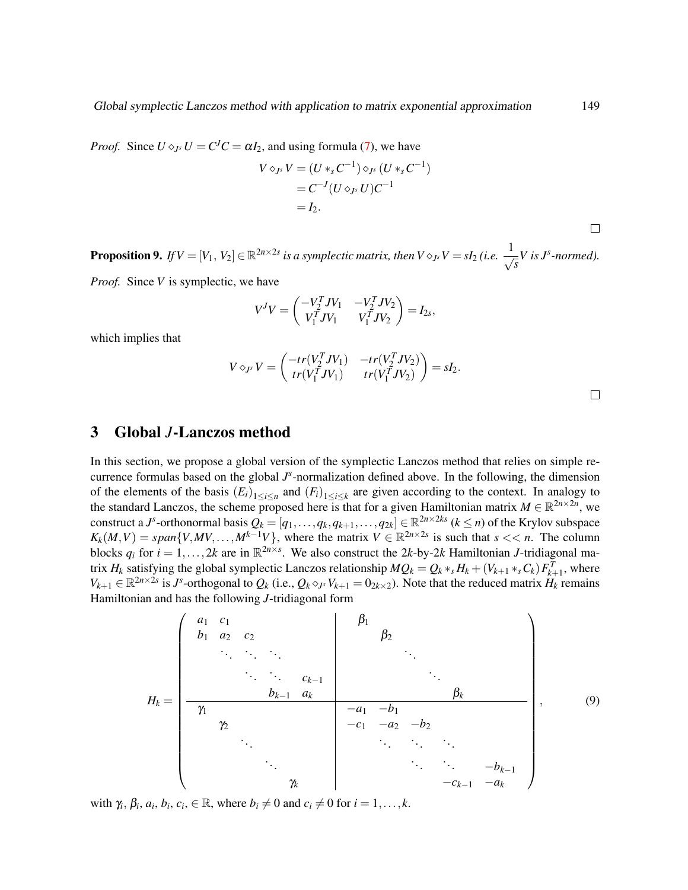*Proof.* Since $U \diamond_{J^s} U = C^J C = \alpha I_2$, and using formula (7), we have

$$
\begin{aligned}
V \diamond_{J^s} V &= (U *_s C^{-1}) \diamond_{J^s} (U *_s C^{-1}) \\
&= C^{-J}(U \diamond_{J^s} U) C^{-1} \\
&= I_2.
\end{aligned}
$$

□

**Proposition 9.** *If $V = [V_1, V_2] \in \mathbb{R}^{2n\times 2s}$ is a symplectic matrix, then $V \diamond_{J^s} V = sI_2$ (i.e. $\dfrac{1}{\sqrt{s}} V$ is $J^s$-normed).*

*Proof.* Since $V$ is symplectic, we have

$$
V^J V = \begin{pmatrix} -V_2^T J V_1 & -V_2^T J V_2 \\ V_1^T J V_1 & V_1^T J V_2 \end{pmatrix} = I_{2s},
$$

which implies that

$$
V \diamond_{J^s} V = \begin{pmatrix} -tr(V_2^T J V_1) & -tr(V_2^T J V_2) \\ tr(V_1^T J V_1) & tr(V_1^T J V_2) \end{pmatrix} = sI_2.
$$

□

## 3 Global $J$-Lanczos method

In this section, we propose a global version of the symplectic Lanczos method that relies on simple recurrence formulas based on the global $J^s$-normalization defined above. In the following, the dimension of the elements of the basis $(E_i)_{1\le i\le n}$ and $(F_i)_{1\le i\le k}$ are given according to the context. In analogy to the standard Lanczos, the scheme proposed here is that for a given Hamiltonian matrix $M \in \mathbb{R}^{2n\times 2n}$, we construct a $J^s$-orthonormal basis $Q_k = [q_1, \ldots, q_k, q_{k+1}, \ldots, q_{2k}] \in \mathbb{R}^{2n\times 2ks}$ ($k \le n$) of the Krylov subspace $K_k(M,V) = span\{V, MV, \ldots, M^{k-1}V\}$, where the matrix $V \in \mathbb{R}^{2n\times 2s}$ is such that $s << n$. The column blocks $q_i$ for $i = 1, \ldots, 2k$ are in $\mathbb{R}^{2n\times s}$. We also construct the $2k$-by-$2k$ Hamiltonian $J$-tridiagonal matrix $H_k$ satisfying the global symplectic Lanczos relationship $MQ_k = Q_k *_s H_k + (V_{k+1} *_s C_k) F_{k+1}^T$, where $V_{k+1} \in \mathbb{R}^{2n\times 2s}$ is $J^s$-orthogonal to $Q_k$ (i.e., $Q_k \diamond_{J^s} V_{k+1} = 0_{2k\times 2}$). Note that the reduced matrix $H_k$ remains Hamiltonian and has the following $J$-tridiagonal form

$$
H_k = \left(\begin{array}{ccccc|ccccc}
a_1 & c_1 & & & & \beta_1 & & & & \\
b_1 & a_2 & c_2 & & & & \beta_2 & & & \\
 & \ddots & \ddots & \ddots & & & & \ddots & & \\
 & & \ddots & \ddots & c_{k-1} & & & & \ddots & \\
 & & & b_{k-1} & a_k & & & & & \beta_k \\
\hline
\gamma_1 & & & & & -a_1 & -b_1 & & & \\
 & \gamma_2 & & & & -c_1 & -a_2 & -b_2 & & \\
 & & \ddots & & & & \ddots & \ddots & \ddots & \\
 & & & \ddots & & & & \ddots & \ddots & -b_{k-1} \\
 & & & & \gamma_k & & & & -c_{k-1} & -a_k
\end{array}\right), \tag{9}
$$

with $\gamma_i$, $\beta_i$, $a_i$, $b_i$, $c_i$, $\in \mathbb{R}$, where $b_i \neq 0$ and $c_i \neq 0$ for $i = 1, \ldots, k$.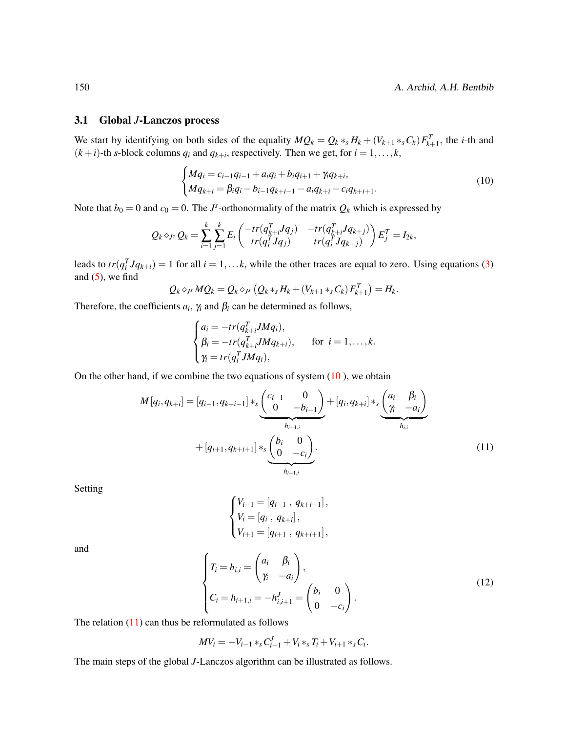### 3.1 Global $J$-Lanczos process

We start by identifying on both sides of the equality $MQ_k = Q_k *_s H_k + (V_{k+1} *_s C_k) F_{k+1}^T$, the $i$-th and $(k+i)$-th $s$-block columns $q_i$ and $q_{k+i}$, respectively. Then we get, for $i = 1, \ldots, k$,

$$
\begin{cases}
Mq_i = c_{i-1}q_{i-1} + a_i q_i + b_i q_{i+1} + \gamma_i q_{k+i}, \\
Mq_{k+i} = \beta_i q_i - b_{i-1} q_{k+i-1} - a_i q_{k+i} - c_i q_{k+i+1}.
\end{cases}
\tag{10}
$$

Note that $b_0 = 0$ and $c_0 = 0$. The $J^s$-orthonormality of the matrix $Q_k$ which is expressed by

$$
Q_k \diamond_{J^s} Q_k = \sum_{i=1}^{k} \sum_{j=1}^{k} E_i \begin{pmatrix} -tr(q_{k+i}^T J q_j) & -tr(q_{k+i}^T J q_{k+j}) \\ tr(q_i^T J q_j) & tr(q_i^T J q_{k+j}) \end{pmatrix} E_j^T = I_{2k},
$$

leads to $tr(q_i^T J q_{k+i}) = 1$ for all $i = 1, \ldots k$, while the other traces are equal to zero. Using equations (3) and (5), we find

$$
Q_k \diamond_{J^s} MQ_k = Q_k \diamond_{J^s} \left( Q_k *_s H_k + (V_{k+1} *_s C_k) F_{k+1}^T \right) = H_k.
$$

Therefore, the coefficients $a_i$, $\gamma_i$ and $\beta_i$ can be determined as follows,

$$
\begin{cases}
a_i = -tr(q_{k+i}^T J M q_i), \\
\beta_i = -tr(q_{k+i}^T J M q_{k+i}), \qquad \text{for } \ i = 1, \ldots, k. \\
\gamma_i = tr(q_i^T J M q_i),
\end{cases}
$$

On the other hand, if we combine the two equations of system (10 ), we obtain

$$
\begin{aligned}
M[q_i, q_{k+i}] = {} & [q_{i-1}, q_{k+i-1}] *_s \underbrace{\begin{pmatrix} c_{i-1} & 0 \\ 0 & -b_{i-1} \end{pmatrix}}_{h_{i-1,i}} + [q_i, q_{k+i}] *_s \underbrace{\begin{pmatrix} a_i & \beta_i \\ \gamma_i & -a_i \end{pmatrix}}_{h_{i,i}} \\
& + [q_{i+1}, q_{k+i+1}] *_s \underbrace{\begin{pmatrix} b_i & 0 \\ 0 & -c_i \end{pmatrix}}_{h_{i+1,i}}.
\end{aligned}
\tag{11}
$$

Setting

$$
\begin{cases}
V_{i-1} = [q_{i-1} \ , \ q_{k+i-1}], \\
V_i = [q_i \ , \ q_{k+i}], \\
V_{i+1} = [q_{i+1} \ , \ q_{k+i+1}],
\end{cases}
$$

and

$$
\begin{cases}
T_i = h_{i,i} = \begin{pmatrix} a_i & \beta_i \\ \gamma_i & -a_i \end{pmatrix}, \\
C_i = h_{i+1,i} = -h_{i,i+1}^J = \begin{pmatrix} b_i & 0 \\ 0 & -c_i \end{pmatrix}.
\end{cases}
\tag{12}
$$

The relation (11) can thus be reformulated as follows

$$
MV_i = -V_{i-1} *_s C_{i-1}^J + V_i *_s T_i + V_{i+1} *_s C_i.
$$

The main steps of the global $J$-Lanczos algorithm can be illustrated as follows.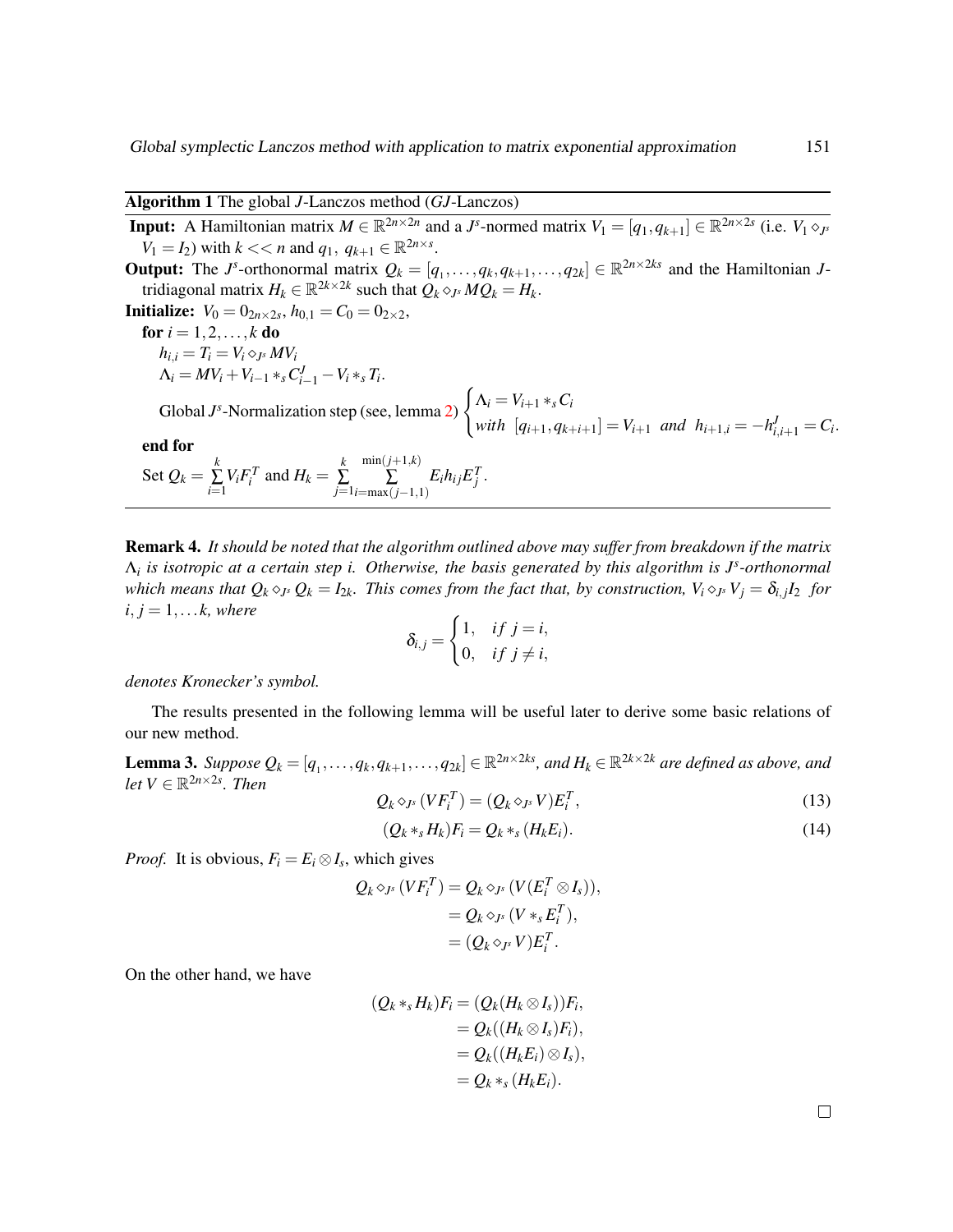**Algorithm 1** The global $J$-Lanczos method ($GJ$-Lanczos)

**Input:** A Hamiltonian matrix $M \in \mathbb{R}^{2n\times 2n}$ and a $J^s$-normed matrix $V_1 = [q_1, q_{k+1}] \in \mathbb{R}^{2n\times 2s}$ (i.e. $V_1 \diamond_{J^s} V_1 = I_2$) with $k << n$ and $q_1,\ q_{k+1} \in \mathbb{R}^{2n\times s}$.

**Output:** The $J^s$-orthonormal matrix $Q_k = [q_1, \ldots, q_k, q_{k+1}, \ldots, q_{2k}] \in \mathbb{R}^{2n\times 2ks}$ and the Hamiltonian $J$-tridiagonal matrix $H_k \in \mathbb{R}^{2k\times 2k}$ such that $Q_k \diamond_{J^s} MQ_k = H_k$.

**Initialize:** $V_0 = 0_{2n\times 2s}$, $h_{0,1} = C_0 = 0_{2\times 2}$,

**for** $i = 1, 2, \ldots, k$ **do**

$h_{i,i} = T_i = V_i \diamond_{J^s} MV_i$

$\Lambda_i = MV_i + V_{i-1} *_s C^J_{i-1} - V_i *_s T_i$.

Global $J^s$-Normalization step (see, lemma 2) $\begin{cases} \Lambda_i = V_{i+1} *_s C_i \\ with\ \ [q_{i+1}, q_{k+i+1}] = V_{i+1}\ \ and\ \ h_{i+1,i} = -h^J_{i,i+1} = C_i. \end{cases}$

**end for**

Set $Q_k = \sum\limits_{i=1}^{k} V_i F_i^T$ and $H_k = \sum\limits_{j=1}^{k} \sum\limits_{i=\max(j-1,1)}^{\min(j+1,k)} E_i h_{ij} E_j^T$.

**Remark 4.** *It should be noted that the algorithm outlined above may suffer from breakdown if the matrix $\Lambda_i$ is isotropic at a certain step i. Otherwise, the basis generated by this algorithm is $J^s$-orthonormal which means that $Q_k \diamond_{J^s} Q_k = I_{2k}$. This comes from the fact that, by construction, $V_i \diamond_{J^s} V_j = \delta_{i,j} I_2$ for $i, j = 1, \ldots k$, where*

$$\delta_{i,j} = \begin{cases} 1, & if\ j = i, \\ 0, & if\ j \neq i, \end{cases}$$

*denotes Kronecker's symbol.*

The results presented in the following lemma will be useful later to derive some basic relations of our new method.

**Lemma 3.** *Suppose $Q_k = [q_1, \ldots, q_k, q_{k+1}, \ldots, q_{2k}] \in \mathbb{R}^{2n\times 2ks}$, and $H_k \in \mathbb{R}^{2k\times 2k}$ are defined as above, and let $V \in \mathbb{R}^{2n\times 2s}$. Then*

$$Q_k \diamond_{J^s} (VF_i^T) = (Q_k \diamond_{J^s} V)E_i^T, \tag{13}$$

$$(Q_k *_s H_k)F_i = Q_k *_s (H_k E_i). \tag{14}$$

*Proof.* It is obvious, $F_i = E_i \otimes I_s$, which gives

$$\begin{aligned} Q_k \diamond_{J^s} (VF_i^T) &= Q_k \diamond_{J^s} (V(E_i^T \otimes I_s)), \\ &= Q_k \diamond_{J^s} (V *_s E_i^T), \\ &= (Q_k \diamond_{J^s} V)E_i^T. \end{aligned}$$

On the other hand, we have

$$\begin{aligned} (Q_k *_s H_k)F_i &= (Q_k(H_k \otimes I_s))F_i, \\ &= Q_k((H_k \otimes I_s)F_i), \\ &= Q_k((H_k E_i) \otimes I_s), \\ &= Q_k *_s (H_k E_i). \end{aligned}$$

□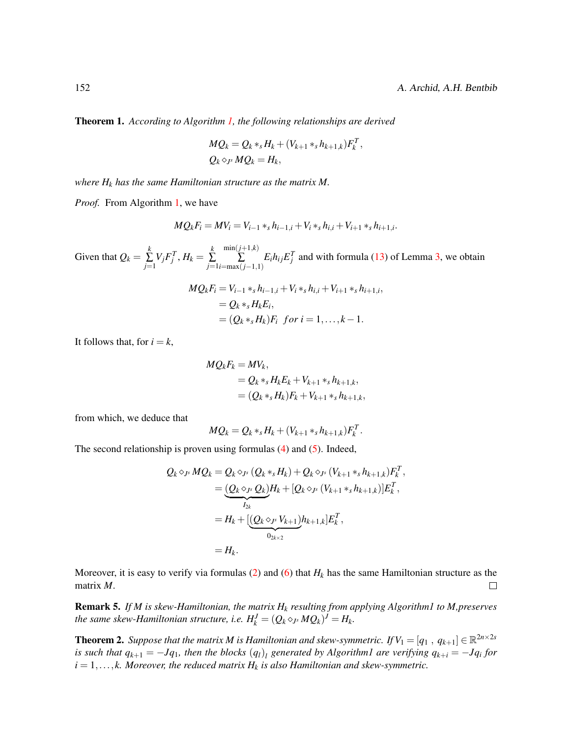**Theorem 1.** *According to Algorithm 1, the following relationships are derived*

$$MQ_k = Q_k *_s H_k + (V_{k+1} *_s h_{k+1,k})F_k^T,$$
$$Q_k \diamond_{J^s} MQ_k = H_k,$$

*where $H_k$ has the same Hamiltonian structure as the matrix $M$.*

*Proof.* From Algorithm 1, we have

$$MQ_kF_i = MV_i = V_{i-1} *_s h_{i-1,i} + V_i *_s h_{i,i} + V_{i+1} *_s h_{i+1,i}.$$

Given that $Q_k = \sum_{j=1}^{k} V_j F_j^T$, $H_k = \sum_{j=1}^{k} \sum_{i=\max(j-1,1)}^{\min(j+1,k)} E_i h_{ij} E_j^T$ and with formula (13) of Lemma 3, we obtain

$$\begin{aligned}
MQ_kF_i &= V_{i-1} *_s h_{i-1,i} + V_i *_s h_{i,i} + V_{i+1} *_s h_{i+1,i},\\
&= Q_k *_s H_k E_i,\\
&= (Q_k *_s H_k)F_i \quad for\; i = 1, \ldots, k-1.
\end{aligned}$$

It follows that, for $i = k$,

$$\begin{aligned}
MQ_kF_k &= MV_k,\\
&= Q_k *_s H_k E_k + V_{k+1} *_s h_{k+1,k},\\
&= (Q_k *_s H_k)F_k + V_{k+1} *_s h_{k+1,k},
\end{aligned}$$

from which, we deduce that

$$MQ_k = Q_k *_s H_k + (V_{k+1} *_s h_{k+1,k})F_k^T.$$

The second relationship is proven using formulas (4) and (5). Indeed,

$$\begin{aligned}
Q_k \diamond_{J^s} MQ_k &= Q_k \diamond_{J^s} (Q_k *_s H_k) + Q_k \diamond_{J^s} (V_{k+1} *_s h_{k+1,k})F_k^T,\\
&= \underbrace{(Q_k \diamond_{J^s} Q_k)}_{I_{2k}} H_k + [Q_k \diamond_{J^s} (V_{k+1} *_s h_{k+1,k})]E_k^T,\\
&= H_k + [\underbrace{(Q_k \diamond_{J^s} V_{k+1})}_{0_{2k\times 2}} h_{k+1,k}]E_k^T,\\
&= H_k.
\end{aligned}$$

Moreover, it is easy to verify via formulas (2) and (6) that $H_k$ has the same Hamiltonian structure as the matrix $M$. □

**Remark 5.** *If $M$ is skew-Hamiltonian, the matrix $H_k$ resulting from applying Algorithm1 to $M$,preserves the same skew-Hamiltonian structure, i.e. $H_k^J = (Q_k \diamond_{J^s} MQ_k)^J = H_k$.*

**Theorem 2.** *Suppose that the matrix $M$ is Hamiltonian and skew-symmetric. If $V_1 = [q_1\ ,\ q_{k+1}] \in \mathbb{R}^{2n\times 2s}$ is such that $q_{k+1} = -Jq_1$, then the blocks $(q_l)_l$ generated by Algorithm1 are verifying $q_{k+i} = -Jq_i$ for $i = 1, \ldots, k$. Moreover, the reduced matrix $H_k$ is also Hamiltonian and skew-symmetric.*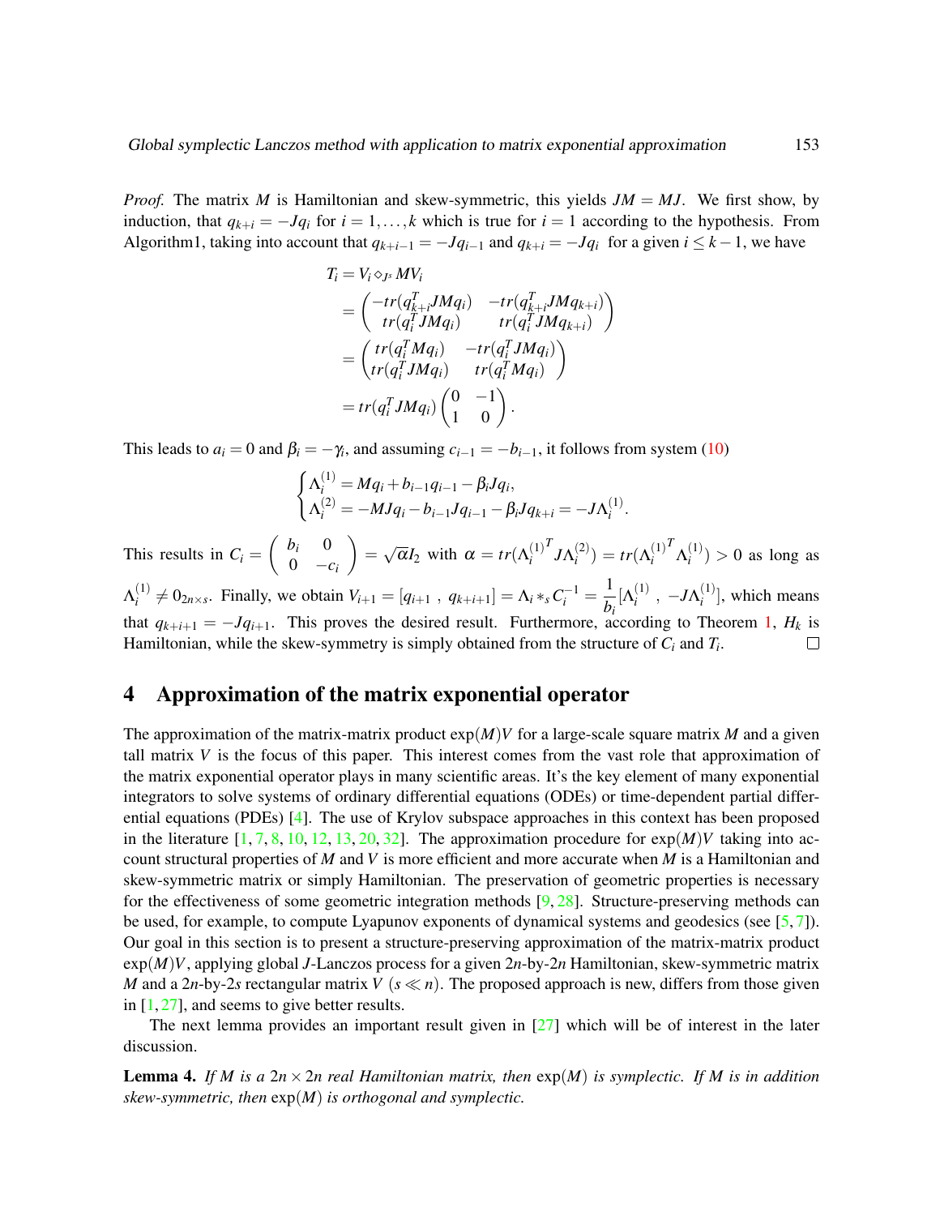*Proof.* The matrix $M$ is Hamiltonian and skew-symmetric, this yields $JM = MJ$. We first show, by induction, that $q_{k+i} = -Jq_i$ for $i = 1, \ldots, k$ which is true for $i = 1$ according to the hypothesis. From Algorithm1, taking into account that $q_{k+i-1} = -Jq_{i-1}$ and $q_{k+i} = -Jq_i$ for a given $i \leq k-1$, we have

$$
\begin{aligned}
T_i &= V_i \diamond_{J^s} MV_i \\
&= \begin{pmatrix} -tr(q_{k+i}^T JMq_i) & -tr(q_{k+i}^T JMq_{k+i}) \\ tr(q_i^T JMq_i) & tr(q_i^T JMq_{k+i}) \end{pmatrix} \\
&= \begin{pmatrix} tr(q_i^T Mq_i) & -tr(q_i^T JMq_i) \\ tr(q_i^T JMq_i) & tr(q_i^T Mq_i) \end{pmatrix} \\
&= tr(q_i^T JMq_i) \begin{pmatrix} 0 & -1 \\ 1 & 0 \end{pmatrix}.
\end{aligned}
$$

This leads to $a_i = 0$ and $\beta_i = -\gamma_i$, and assuming $c_{i-1} = -b_{i-1}$, it follows from system (10)

$$
\begin{cases}
\Lambda_i^{(1)} = Mq_i + b_{i-1}q_{i-1} - \beta_i Jq_i, \\
\Lambda_i^{(2)} = -MJq_i - b_{i-1}Jq_{i-1} - \beta_i Jq_{k+i} = -J\Lambda_i^{(1)}.
\end{cases}
$$

This results in $C_i = \begin{pmatrix} b_i & 0 \\ 0 & -c_i \end{pmatrix} = \sqrt{\alpha} I_2$ with $\alpha = tr({\Lambda_i^{(1)}}^T J \Lambda_i^{(2)}) = tr({\Lambda_i^{(1)}}^T \Lambda_i^{(1)}) > 0$ as long as $\Lambda_i^{(1)} \neq 0_{2n \times s}$. Finally, we obtain $V_{i+1} = [q_{i+1}\ ,\ q_{k+i+1}] = \Lambda_i *_s C_i^{-1} = \dfrac{1}{b_i}[\Lambda_i^{(1)}\ ,\ -J\Lambda_i^{(1)}]$, which means that $q_{k+i+1} = -Jq_{i+1}$. This proves the desired result. Furthermore, according to Theorem 1, $H_k$ is Hamiltonian, while the skew-symmetry is simply obtained from the structure of $C_i$ and $T_i$. □

## 4 Approximation of the matrix exponential operator

The approximation of the matrix-matrix product $\exp(M)V$ for a large-scale square matrix $M$ and a given tall matrix $V$ is the focus of this paper. This interest comes from the vast role that approximation of the matrix exponential operator plays in many scientific areas. It's the key element of many exponential integrators to solve systems of ordinary differential equations (ODEs) or time-dependent partial differential equations (PDEs) [4]. The use of Krylov subspace approaches in this context has been proposed in the literature [1, 7, 8, 10, 12, 13, 20, 32]. The approximation procedure for $\exp(M)V$ taking into account structural properties of $M$ and $V$ is more efficient and more accurate when $M$ is a Hamiltonian and skew-symmetric matrix or simply Hamiltonian. The preservation of geometric properties is necessary for the effectiveness of some geometric integration methods [9, 28]. Structure-preserving methods can be used, for example, to compute Lyapunov exponents of dynamical systems and geodesics (see [5, 7]). Our goal in this section is to present a structure-preserving approximation of the matrix-matrix product $\exp(M)V$, applying global $J$-Lanczos process for a given $2n$-by-$2n$ Hamiltonian, skew-symmetric matrix $M$ and a $2n$-by-$2s$ rectangular matrix $V$ ($s \ll n$). The proposed approach is new, differs from those given in [1, 27], and seems to give better results.

The next lemma provides an important result given in [27] which will be of interest in the later discussion.

**Lemma 4.** *If $M$ is a $2n \times 2n$ real Hamiltonian matrix, then $\exp(M)$ is symplectic. If $M$ is in addition skew-symmetric, then $\exp(M)$ is orthogonal and symplectic.*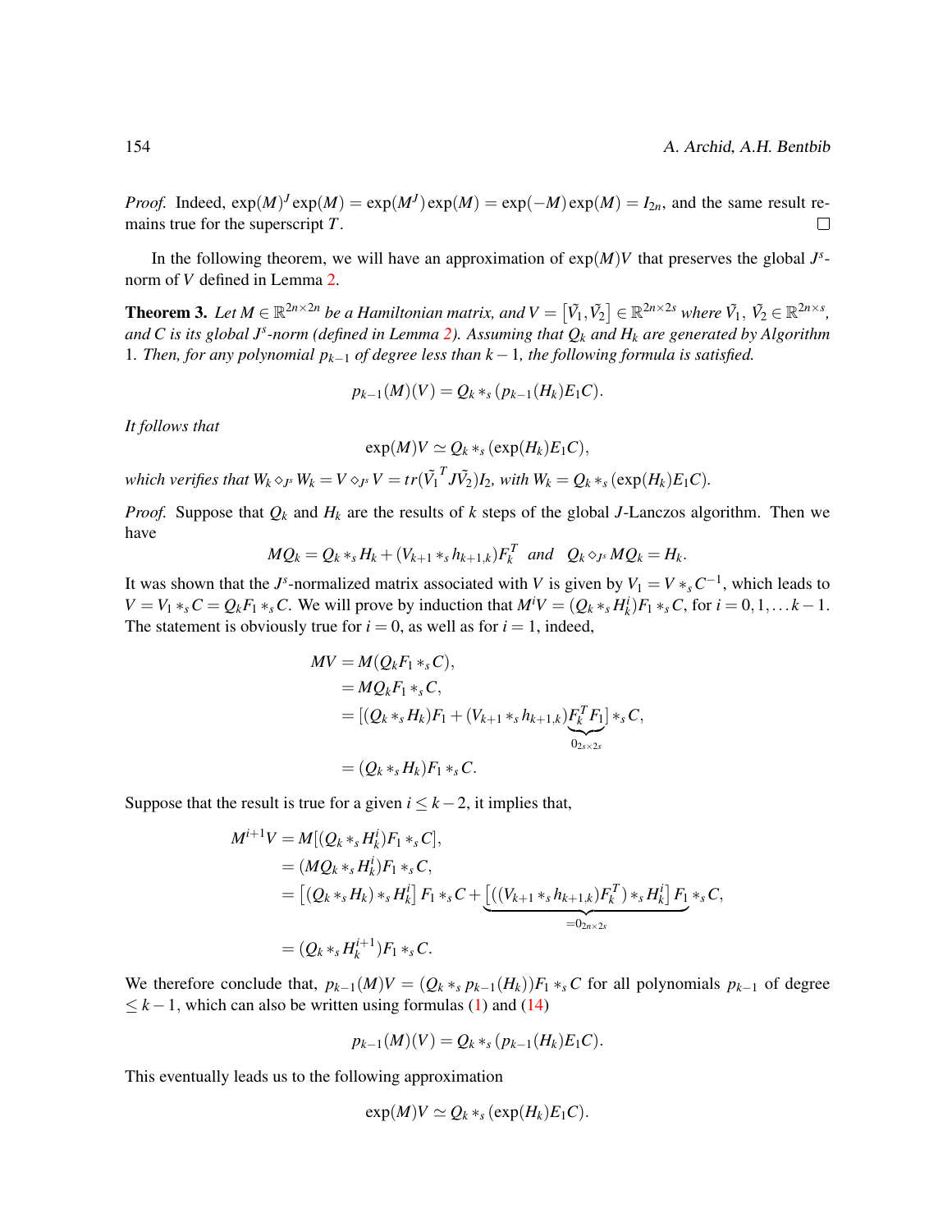*Proof.* Indeed, $\exp(M)^J \exp(M) = \exp(M^J)\exp(M) = \exp(-M)\exp(M) = I_{2n}$, and the same result remains true for the superscript $T$. $\square$

In the following theorem, we will have an approximation of $\exp(M)V$ that preserves the global $J^s$-norm of $V$ defined in Lemma 2.

**Theorem 3.** *Let $M \in \mathbb{R}^{2n\times 2n}$ be a Hamiltonian matrix, and $V = \left[\tilde{V_1}, \tilde{V_2}\right] \in \mathbb{R}^{2n\times 2s}$ where $\tilde{V_1},\ \tilde{V_2} \in \mathbb{R}^{2n\times s}$, and $C$ is its global $J^s$-norm (defined in Lemma 2). Assuming that $Q_k$ and $H_k$ are generated by Algorithm 1. Then, for any polynomial $p_{k-1}$ of degree less than $k-1$, the following formula is satisfied.*

$$p_{k-1}(M)(V) = Q_k *_s (p_{k-1}(H_k)E_1C).$$

*It follows that*

$$\exp(M)V \simeq Q_k *_s (\exp(H_k)E_1C),$$

*which verifies that $W_k \diamond_{J^s} W_k = V \diamond_{J^s} V = tr(\tilde{V_1}^T J\tilde{V_2})I_2$, with $W_k = Q_k *_s (\exp(H_k)E_1C)$.*

*Proof.* Suppose that $Q_k$ and $H_k$ are the results of $k$ steps of the global $J$-Lanczos algorithm. Then we have

$$MQ_k = Q_k *_s H_k + (V_{k+1} *_s h_{k+1,k})F_k^T \quad and \quad Q_k \diamond_{J^s} MQ_k = H_k.$$

It was shown that the $J^s$-normalized matrix associated with $V$ is given by $V_1 = V *_s C^{-1}$, which leads to $V = V_1 *_s C = Q_k F_1 *_s C$. We will prove by induction that $M^i V = (Q_k *_s H_k^i)F_1 *_s C$, for $i = 0, 1, \dots k-1$. The statement is obviously true for $i = 0$, as well as for $i = 1$, indeed,

$$\begin{aligned}
MV &= M(Q_k F_1 *_s C),\\
&= MQ_k F_1 *_s C,\\
&= [(Q_k *_s H_k)F_1 + (V_{k+1} *_s h_{k+1,k})\underbrace{F_k^T F_1}_{0_{2s\times 2s}}] *_s C,\\
&= (Q_k *_s H_k)F_1 *_s C.
\end{aligned}$$

Suppose that the result is true for a given $i \le k-2$, it implies that,

$$\begin{aligned}
M^{i+1}V &= M[(Q_k *_s H_k^i)F_1 *_s C],\\
&= (MQ_k *_s H_k^i)F_1 *_s C,\\
&= \left[(Q_k *_s H_k) *_s H_k^i\right] F_1 *_s C + \underbrace{\left[((V_{k+1} *_s h_{k+1,k})F_k^T) *_s H_k^i\right] F_1}_{=0_{2n\times 2s}} *_s C,\\
&= (Q_k *_s H_k^{i+1})F_1 *_s C.
\end{aligned}$$

We therefore conclude that, $p_{k-1}(M)V = (Q_k *_s p_{k-1}(H_k))F_1 *_s C$ for all polynomials $p_{k-1}$ of degree $\le k-1$, which can also be written using formulas (1) and (14)

$$p_{k-1}(M)(V) = Q_k *_s (p_{k-1}(H_k)E_1C).$$

This eventually leads us to the following approximation

$$\exp(M)V \simeq Q_k *_s (\exp(H_k)E_1C).$$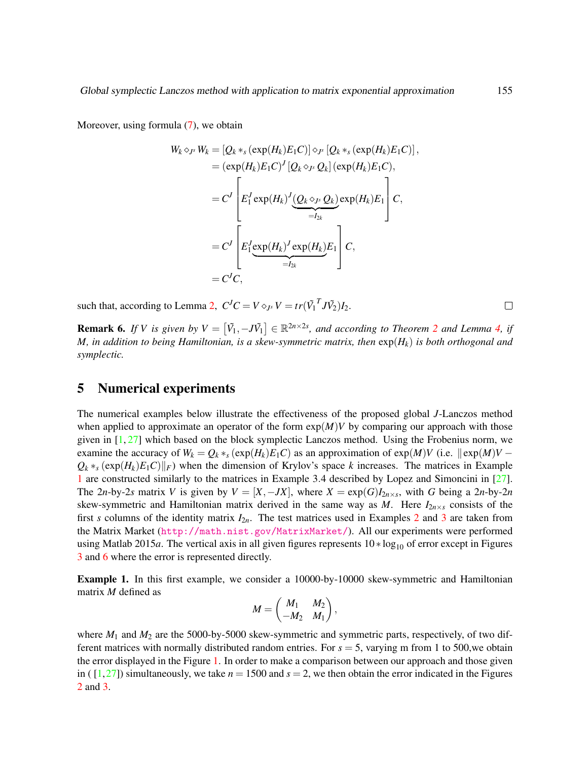Moreover, using formula (7), we obtain

$$
\begin{aligned}
W_k \diamond_{J^s} W_k &= \left[Q_k *_s (\exp(H_k)E_1C)\right] \diamond_{J^s} \left[Q_k *_s (\exp(H_k)E_1C)\right], \\
&= (\exp(H_k)E_1C)^J \left[Q_k \diamond_{J^s} Q_k\right] (\exp(H_k)E_1C), \\
&= C^J \left[ E_1^J \exp(H_k)^J \underbrace{(Q_k \diamond_{J^s} Q_k)}_{=I_{2k}} \exp(H_k)E_1 \right] C, \\
&= C^J \left[ E_1^J \underbrace{\exp(H_k)^J \exp(H_k)}_{=I_{2k}} E_1 \right] C, \\
&= C^J C,
\end{aligned}
$$

such that, according to Lemma 2, $C^J C = V \diamond_{J^s} V = tr(\tilde{V}_1^{\,T} J \tilde{V}_2) I_2$. $\square$

**Remark 6.** *If $V$ is given by $V = \left[\tilde{V}_1, -J\tilde{V}_1\right] \in \mathbb{R}^{2n \times 2s}$, and according to Theorem 2 and Lemma 4, if $M$, in addition to being Hamiltonian, is a skew-symmetric matrix, then $\exp(H_k)$ is both orthogonal and symplectic.*

## 5 Numerical experiments

The numerical examples below illustrate the effectiveness of the proposed global $J$-Lanczos method when applied to approximate an operator of the form $\exp(M)V$ by comparing our approach with those given in [1, 27] which based on the block symplectic Lanczos method. Using the Frobenius norm, we examine the accuracy of $W_k = Q_k *_s (\exp(H_k)E_1C)$ as an approximation of $\exp(M)V$ (i.e. $\|\exp(M)V - Q_k *_s (\exp(H_k)E_1C)\|_F$) when the dimension of Krylov's space $k$ increases. The matrices in Example 1 are constructed similarly to the matrices in Example 3.4 described by Lopez and Simoncini in [27]. The $2n$-by-$2s$ matrix $V$ is given by $V = [X, -JX]$, where $X = \exp(G)I_{2n\times s}$, with $G$ being a $2n$-by-$2n$ skew-symmetric and Hamiltonian matrix derived in the same way as $M$. Here $I_{2n\times s}$ consists of the first $s$ columns of the identity matrix $I_{2n}$. The test matrices used in Examples 2 and 3 are taken from the Matrix Market (http://math.nist.gov/MatrixMarket/). All our experiments were performed using Matlab 2015$a$. The vertical axis in all given figures represents $10 * \log_{10}$ of error except in Figures 3 and 6 where the error is represented directly.

**Example 1.** In this first example, we consider a 10000-by-10000 skew-symmetric and Hamiltonian matrix $M$ defined as

$$
M = \begin{pmatrix} M_1 & M_2 \\ -M_2 & M_1 \end{pmatrix},
$$

where $M_1$ and $M_2$ are the 5000-by-5000 skew-symmetric and symmetric parts, respectively, of two different matrices with normally distributed random entries. For $s = 5$, varying m from 1 to 500,we obtain the error displayed in the Figure 1. In order to make a comparison between our approach and those given in ( [1, 27]) simultaneously, we take $n = 1500$ and $s = 2$, we then obtain the error indicated in the Figures 2 and 3.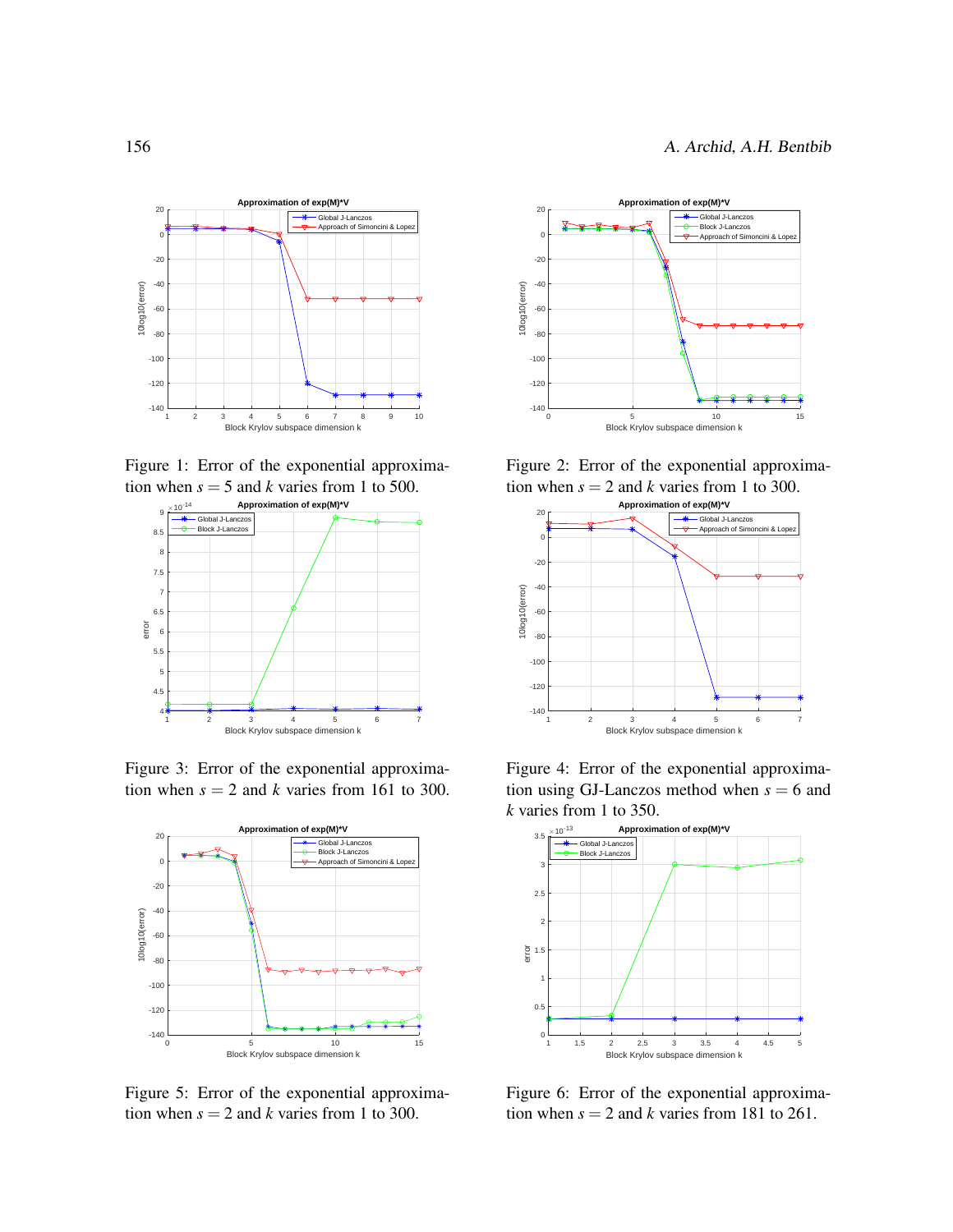Figure 1: Error of the exponential approximation when $s = 5$ and $k$ varies from 1 to 500.

Figure 2: Error of the exponential approximation when $s = 2$ and $k$ varies from 1 to 300.

Figure 3: Error of the exponential approximation when $s = 2$ and $k$ varies from 161 to 300.

Figure 4: Error of the exponential approximation using GJ-Lanczos method when $s = 6$ and $k$ varies from 1 to 350.

Figure 5: Error of the exponential approximation when $s = 2$ and $k$ varies from 1 to 300.

Figure 6: Error of the exponential approximation when $s = 2$ and $k$ varies from 181 to 261.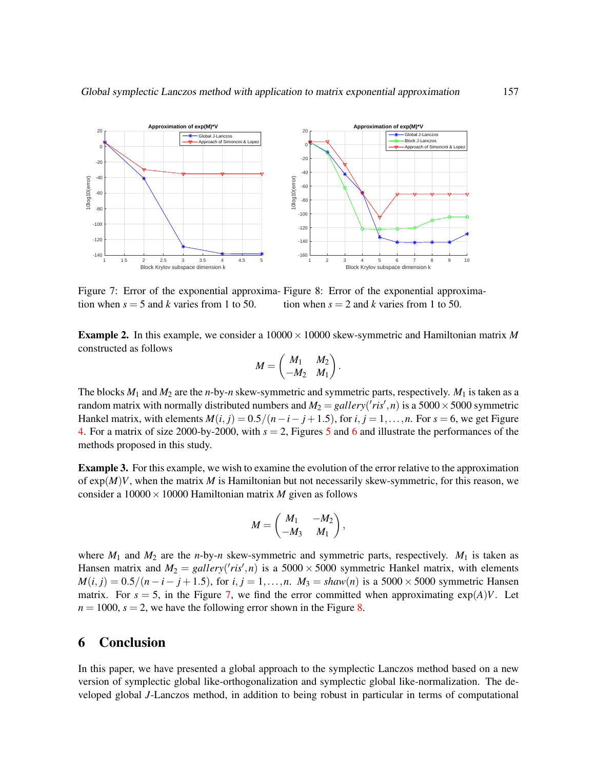Figure 7: Error of the exponential approximation when $s = 5$ and $k$ varies from 1 to 50.

Figure 8: Error of the exponential approximation when $s = 2$ and $k$ varies from 1 to 50.

**Example 2.** In this example, we consider a $10000 \times 10000$ skew-symmetric and Hamiltonian matrix $M$ constructed as follows

$$M = \begin{pmatrix} M_1 & M_2 \\ -M_2 & M_1 \end{pmatrix}.$$

The blocks $M_1$ and $M_2$ are the $n$-by-$n$ skew-symmetric and symmetric parts, respectively. $M_1$ is taken as a random matrix with normally distributed numbers and $M_2 = gallery('ris', n)$ is a $5000 \times 5000$ symmetric Hankel matrix, with elements $M(i, j) = 0.5/(n - i - j + 1.5)$, for $i, j = 1, \ldots, n$. For $s = 6$, we get Figure 4. For a matrix of size 2000-by-2000, with $s = 2$, Figures 5 and 6 and illustrate the performances of the methods proposed in this study.

**Example 3.** For this example, we wish to examine the evolution of the error relative to the approximation of $\exp(M)V$, when the matrix $M$ is Hamiltonian but not necessarily skew-symmetric, for this reason, we consider a $10000 \times 10000$ Hamiltonian matrix $M$ given as follows

$$M = \begin{pmatrix} M_1 & -M_2 \\ -M_3 & M_1 \end{pmatrix},$$

where $M_1$ and $M_2$ are the $n$-by-$n$ skew-symmetric and symmetric parts, respectively. $M_1$ is taken as Hansen matrix and $M_2 = gallery('ris', n)$ is a $5000 \times 5000$ symmetric Hankel matrix, with elements $M(i, j) = 0.5/(n - i - j + 1.5)$, for $i, j = 1, \ldots, n$. $M_3 = shaw(n)$ is a $5000 \times 5000$ symmetric Hansen matrix. For $s = 5$, in the Figure 7, we find the error committed when approximating $\exp(A)V$. Let $n = 1000$, $s = 2$, we have the following error shown in the Figure 8.

## 6 Conclusion

In this paper, we have presented a global approach to the symplectic Lanczos method based on a new version of symplectic global like-orthogonalization and symplectic global like-normalization. The developed global $J$-Lanczos method, in addition to being robust in particular in terms of computational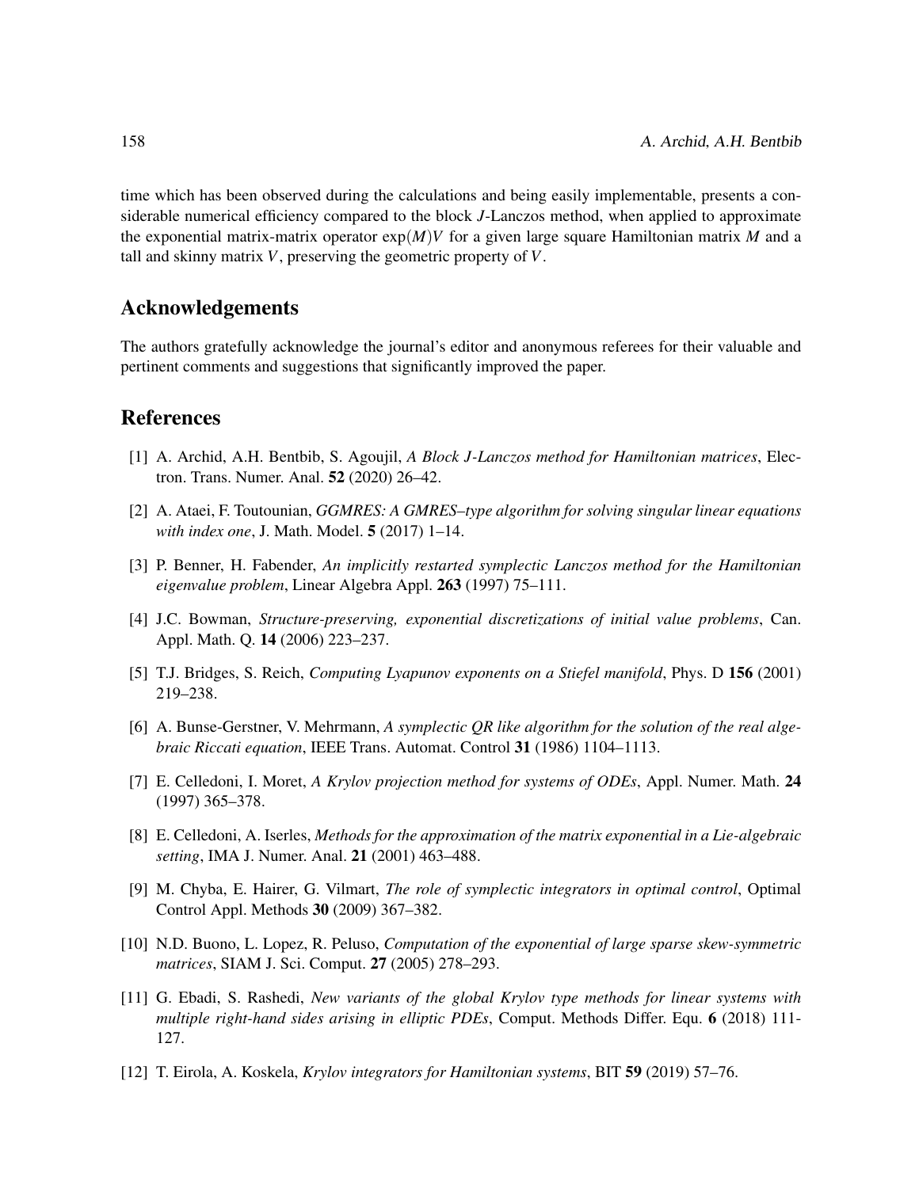time which has been observed during the calculations and being easily implementable, presents a considerable numerical efficiency compared to the block $J$-Lanczos method, when applied to approximate the exponential matrix-matrix operator $\exp(M)V$ for a given large square Hamiltonian matrix $M$ and a tall and skinny matrix $V$, preserving the geometric property of $V$.

## Acknowledgements

The authors gratefully acknowledge the journal's editor and anonymous referees for their valuable and pertinent comments and suggestions that significantly improved the paper.

## References

[1] A. Archid, A.H. Bentbib, S. Agoujil, *A Block J-Lanczos method for Hamiltonian matrices*, Electron. Trans. Numer. Anal. **52** (2020) 26–42.

[2] A. Ataei, F. Toutounian, *GGMRES: A GMRES–type algorithm for solving singular linear equations with index one*, J. Math. Model. **5** (2017) 1–14.

[3] P. Benner, H. Fabender, *An implicitly restarted symplectic Lanczos method for the Hamiltonian eigenvalue problem*, Linear Algebra Appl. **263** (1997) 75–111.

[4] J.C. Bowman, *Structure-preserving, exponential discretizations of initial value problems*, Can. Appl. Math. Q. **14** (2006) 223–237.

[5] T.J. Bridges, S. Reich, *Computing Lyapunov exponents on a Stiefel manifold*, Phys. D **156** (2001) 219–238.

[6] A. Bunse-Gerstner, V. Mehrmann, *A symplectic QR like algorithm for the solution of the real algebraic Riccati equation*, IEEE Trans. Automat. Control **31** (1986) 1104–1113.

[7] E. Celledoni, I. Moret, *A Krylov projection method for systems of ODEs*, Appl. Numer. Math. **24** (1997) 365–378.

[8] E. Celledoni, A. Iserles, *Methods for the approximation of the matrix exponential in a Lie-algebraic setting*, IMA J. Numer. Anal. **21** (2001) 463–488.

[9] M. Chyba, E. Hairer, G. Vilmart, *The role of symplectic integrators in optimal control*, Optimal Control Appl. Methods **30** (2009) 367–382.

[10] N.D. Buono, L. Lopez, R. Peluso, *Computation of the exponential of large sparse skew-symmetric matrices*, SIAM J. Sci. Comput. **27** (2005) 278–293.

[11] G. Ebadi, S. Rashedi, *New variants of the global Krylov type methods for linear systems with multiple right-hand sides arising in elliptic PDEs*, Comput. Methods Differ. Equ. **6** (2018) 111-127.

[12] T. Eirola, A. Koskela, *Krylov integrators for Hamiltonian systems*, BIT **59** (2019) 57–76.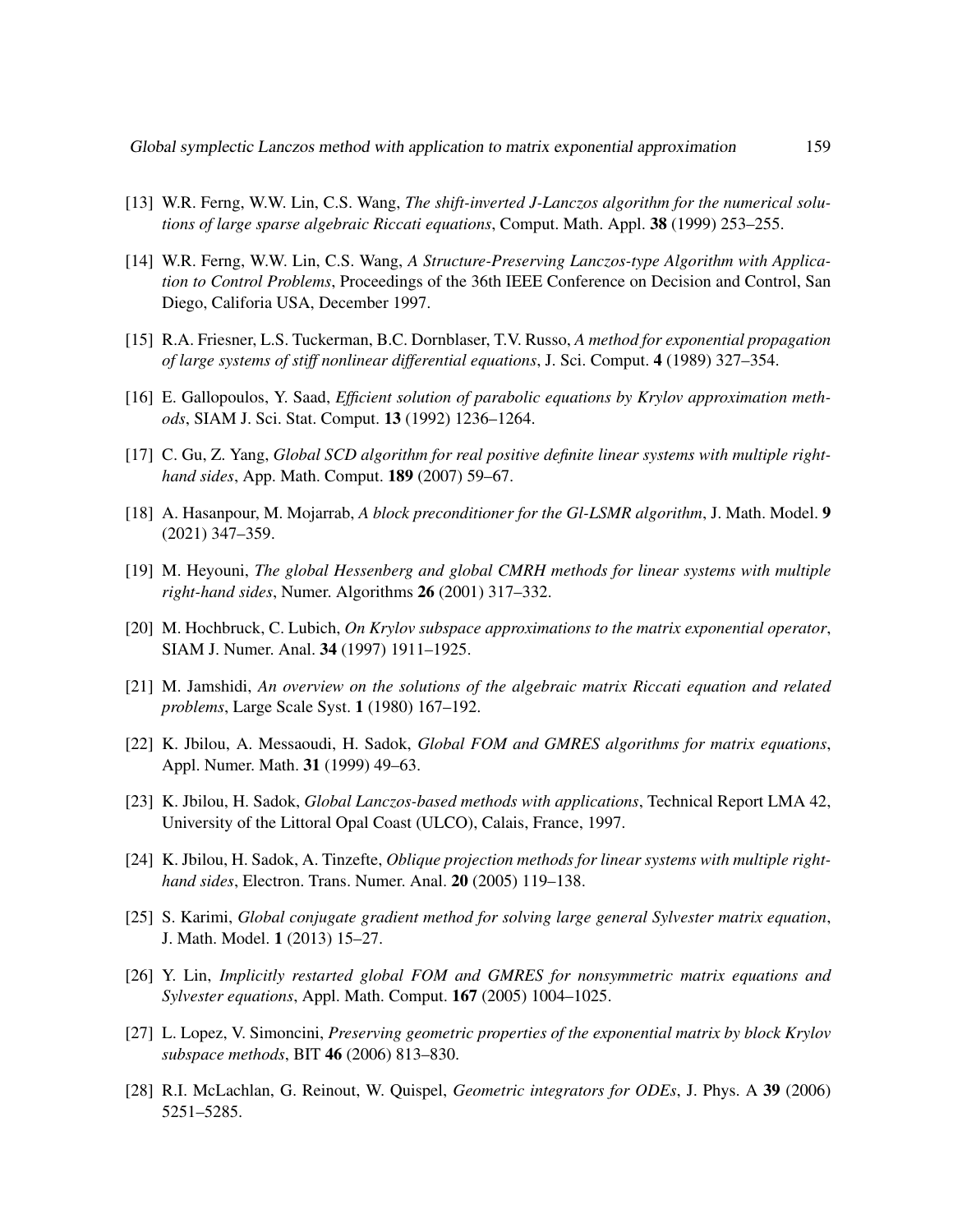[13] W.R. Ferng, W.W. Lin, C.S. Wang, *The shift-inverted J-Lanczos algorithm for the numerical solutions of large sparse algebraic Riccati equations*, Comput. Math. Appl. **38** (1999) 253–255.

[14] W.R. Ferng, W.W. Lin, C.S. Wang, *A Structure-Preserving Lanczos-type Algorithm with Application to Control Problems*, Proceedings of the 36th IEEE Conference on Decision and Control, San Diego, Califoria USA, December 1997.

[15] R.A. Friesner, L.S. Tuckerman, B.C. Dornblaser, T.V. Russo, *A method for exponential propagation of large systems of stiff nonlinear differential equations*, J. Sci. Comput. **4** (1989) 327–354.

[16] E. Gallopoulos, Y. Saad, *Efficient solution of parabolic equations by Krylov approximation methods*, SIAM J. Sci. Stat. Comput. **13** (1992) 1236–1264.

[17] C. Gu, Z. Yang, *Global SCD algorithm for real positive definite linear systems with multiple right-hand sides*, App. Math. Comput. **189** (2007) 59–67.

[18] A. Hasanpour, M. Mojarrab, *A block preconditioner for the Gl-LSMR algorithm*, J. Math. Model. **9** (2021) 347–359.

[19] M. Heyouni, *The global Hessenberg and global CMRH methods for linear systems with multiple right-hand sides*, Numer. Algorithms **26** (2001) 317–332.

[20] M. Hochbruck, C. Lubich, *On Krylov subspace approximations to the matrix exponential operator*, SIAM J. Numer. Anal. **34** (1997) 1911–1925.

[21] M. Jamshidi, *An overview on the solutions of the algebraic matrix Riccati equation and related problems*, Large Scale Syst. **1** (1980) 167–192.

[22] K. Jbilou, A. Messaoudi, H. Sadok, *Global FOM and GMRES algorithms for matrix equations*, Appl. Numer. Math. **31** (1999) 49–63.

[23] K. Jbilou, H. Sadok, *Global Lanczos-based methods with applications*, Technical Report LMA 42, University of the Littoral Opal Coast (ULCO), Calais, France, 1997.

[24] K. Jbilou, H. Sadok, A. Tinzefte, *Oblique projection methods for linear systems with multiple right-hand sides*, Electron. Trans. Numer. Anal. **20** (2005) 119–138.

[25] S. Karimi, *Global conjugate gradient method for solving large general Sylvester matrix equation*, J. Math. Model. **1** (2013) 15–27.

[26] Y. Lin, *Implicitly restarted global FOM and GMRES for nonsymmetric matrix equations and Sylvester equations*, Appl. Math. Comput. **167** (2005) 1004–1025.

[27] L. Lopez, V. Simoncini, *Preserving geometric properties of the exponential matrix by block Krylov subspace methods*, BIT **46** (2006) 813–830.

[28] R.I. McLachlan, G. Reinout, W. Quispel, *Geometric integrators for ODEs*, J. Phys. A **39** (2006) 5251–5285.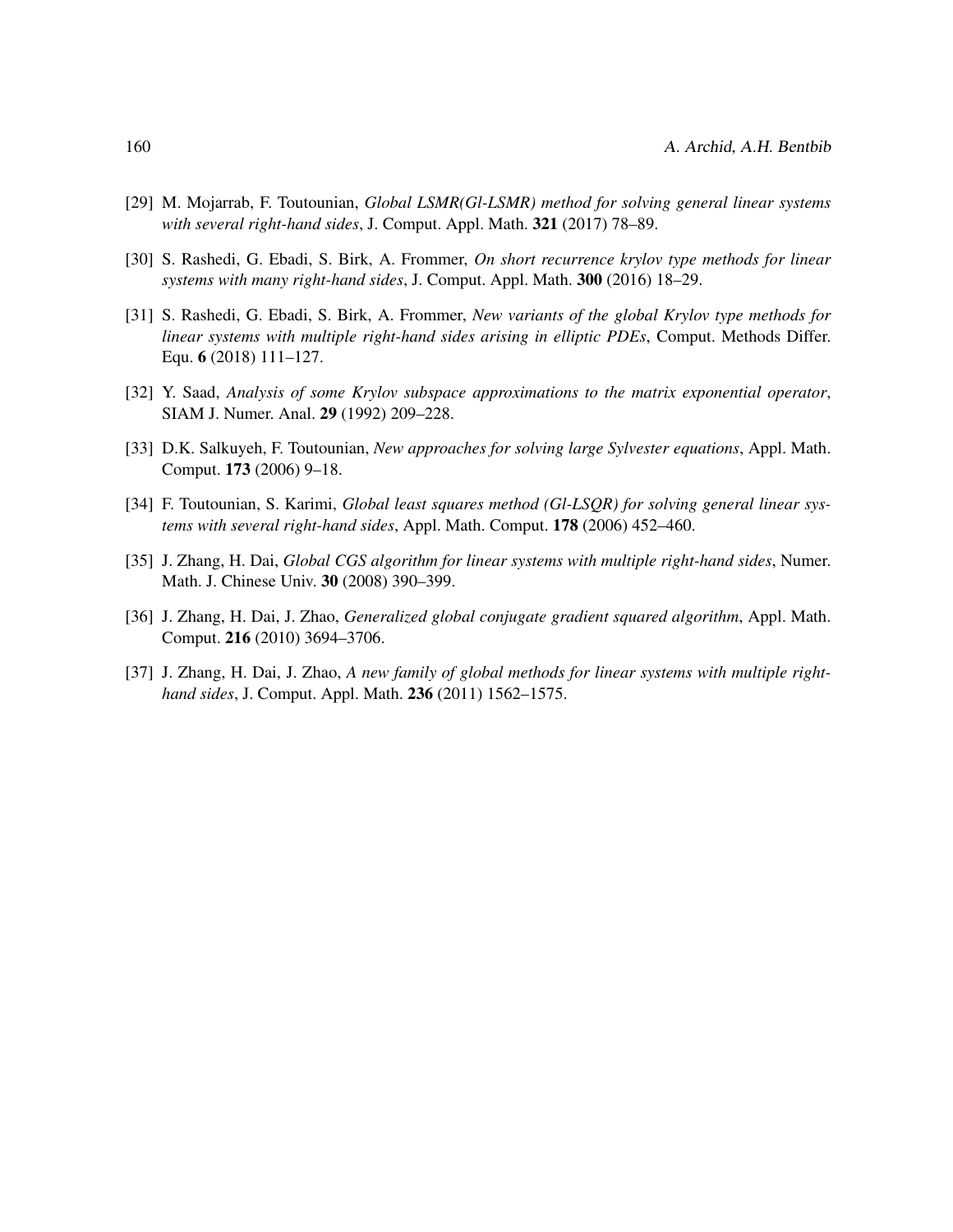[29] M. Mojarrab, F. Toutounian, *Global LSMR(Gl-LSMR) method for solving general linear systems with several right-hand sides*, J. Comput. Appl. Math. **321** (2017) 78–89.

[30] S. Rashedi, G. Ebadi, S. Birk, A. Frommer, *On short recurrence krylov type methods for linear systems with many right-hand sides*, J. Comput. Appl. Math. **300** (2016) 18–29.

[31] S. Rashedi, G. Ebadi, S. Birk, A. Frommer, *New variants of the global Krylov type methods for linear systems with multiple right-hand sides arising in elliptic PDEs*, Comput. Methods Differ. Equ. **6** (2018) 111–127.

[32] Y. Saad, *Analysis of some Krylov subspace approximations to the matrix exponential operator*, SIAM J. Numer. Anal. **29** (1992) 209–228.

[33] D.K. Salkuyeh, F. Toutounian, *New approaches for solving large Sylvester equations*, Appl. Math. Comput. **173** (2006) 9–18.

[34] F. Toutounian, S. Karimi, *Global least squares method (Gl-LSQR) for solving general linear systems with several right-hand sides*, Appl. Math. Comput. **178** (2006) 452–460.

[35] J. Zhang, H. Dai, *Global CGS algorithm for linear systems with multiple right-hand sides*, Numer. Math. J. Chinese Univ. **30** (2008) 390–399.

[36] J. Zhang, H. Dai, J. Zhao, *Generalized global conjugate gradient squared algorithm*, Appl. Math. Comput. **216** (2010) 3694–3706.

[37] J. Zhang, H. Dai, J. Zhao, *A new family of global methods for linear systems with multiple right-hand sides*, J. Comput. Appl. Math. **236** (2011) 1562–1575.